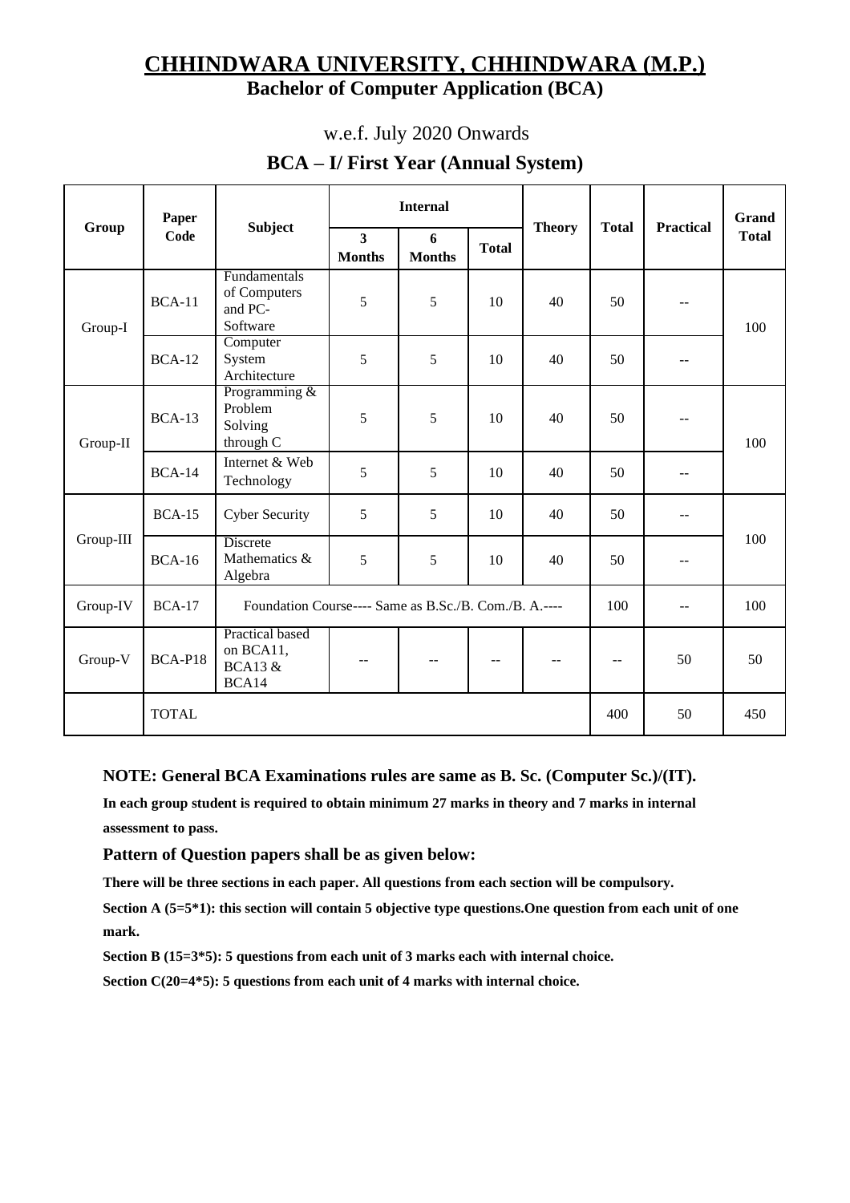# CHHINDWARA UNIVERSITY, CHHINDWARA (M.P.)

## Bachelor of Computer Application (BCA)

w.e.f. July 2020 Onwards

## BCA – I/ First Year (Annual System)

| Group | Paper Code | Subject | Internal | | | Theory | Total | Practical | Grand Total |
|---|---|---|---|---|---|---|---|---|---|
| | | | 3 Months | 6 Months | Total | | | | |
| Group-I | BCA-11 | Fundamentals of Computers and PC-Software | 5 | 5 | 10 | 40 | 50 | -- | 100 |
| | BCA-12 | Computer System Architecture | 5 | 5 | 10 | 40 | 50 | -- | |
| Group-II | BCA-13 | Programming & Problem Solving through C | 5 | 5 | 10 | 40 | 50 | -- | 100 |
| | BCA-14 | Internet & Web Technology | 5 | 5 | 10 | 40 | 50 | -- | |
| Group-III | BCA-15 | Cyber Security | 5 | 5 | 10 | 40 | 50 | -- | 100 |
| | BCA-16 | Discrete Mathematics & Algebra | 5 | 5 | 10 | 40 | 50 | -- | |
| Group-IV | BCA-17 | Foundation Course---- Same as B.Sc./B. Com./B. A.---- | | | | | 100 | -- | 100 |
| Group-V | BCA-P18 | Practical based on BCA11, BCA13 & BCA14 | -- | -- | -- | -- | -- | 50 | 50 |
| | TOTAL | | | | | | 400 | 50 | 450 |

**NOTE: General BCA Examinations rules are same as B. Sc. (Computer Sc.)/(IT).**

**In each group student is required to obtain minimum 27 marks in theory and 7 marks in internal assessment to pass.**

**Pattern of Question papers shall be as given below:**

**There will be three sections in each paper. All questions from each section will be compulsory.**

**Section A (5=5*1): this section will contain 5 objective type questions.One question from each unit of one mark.**

**Section B (15=3*5): 5 questions from each unit of 3 marks each with internal choice.**

**Section C(20=4*5): 5 questions from each unit of 4 marks with internal choice.**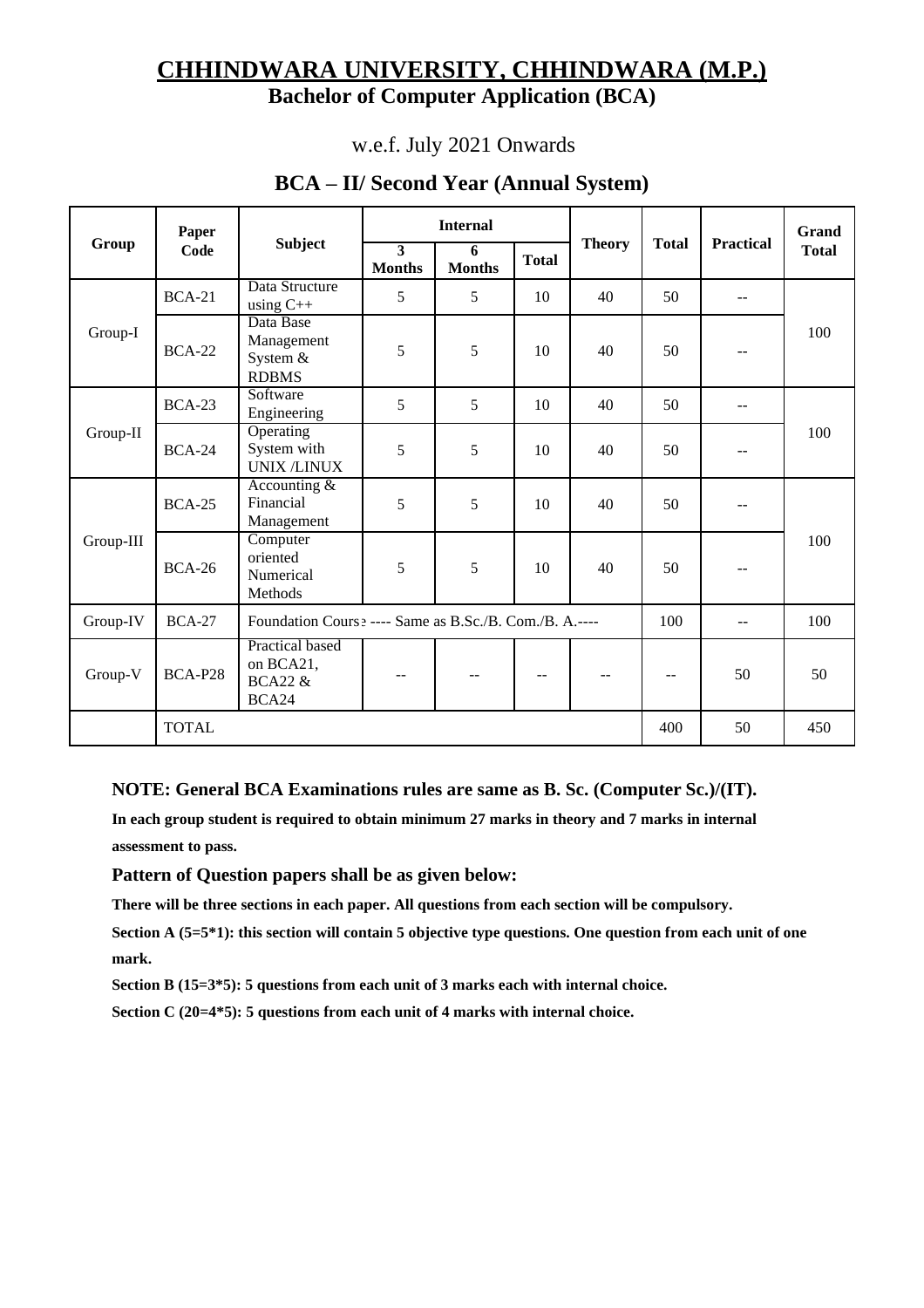# CHHINDWARA UNIVERSITY, CHHINDWARA (M.P.)

## Bachelor of Computer Application (BCA)

w.e.f. July 2021 Onwards

## BCA – II/ Second Year (Annual System)

| Group | Paper Code | Subject | Internal | | | Theory | Total | Practical | Grand Total |
|---|---|---|---|---|---|---|---|---|---|
| | | | 3 Months | 6 Months | Total | | | | |
| Group-I | BCA-21 | Data Structure using C++ | 5 | 5 | 10 | 40 | 50 | -- | 100 |
| | BCA-22 | Data Base Management System & RDBMS | 5 | 5 | 10 | 40 | 50 | -- | |
| Group-II | BCA-23 | Software Engineering | 5 | 5 | 10 | 40 | 50 | -- | 100 |
| | BCA-24 | Operating System with UNIX /LINUX | 5 | 5 | 10 | 40 | 50 | -- | |
| Group-III | BCA-25 | Accounting & Financial Management | 5 | 5 | 10 | 40 | 50 | -- | 100 |
| | BCA-26 | Computer oriented Numerical Methods | 5 | 5 | 10 | 40 | 50 | -- | |
| Group-IV | BCA-27 | Foundation Course ---- Same as B.Sc./B. Com./B. A.---- | | | | | 100 | -- | 100 |
| Group-V | BCA-P28 | Practical based on BCA21, BCA22 & BCA24 | -- | -- | -- | -- | -- | 50 | 50 |
| | TOTAL | | | | | | 400 | 50 | 450 |

**NOTE: General BCA Examinations rules are same as B. Sc. (Computer Sc.)/(IT).**

**In each group student is required to obtain minimum 27 marks in theory and 7 marks in internal assessment to pass.**

**Pattern of Question papers shall be as given below:**

**There will be three sections in each paper. All questions from each section will be compulsory.**

**Section A (5=5*1): this section will contain 5 objective type questions. One question from each unit of one mark.**

**Section B (15=3*5): 5 questions from each unit of 3 marks each with internal choice.**

**Section C (20=4*5): 5 questions from each unit of 4 marks with internal choice.**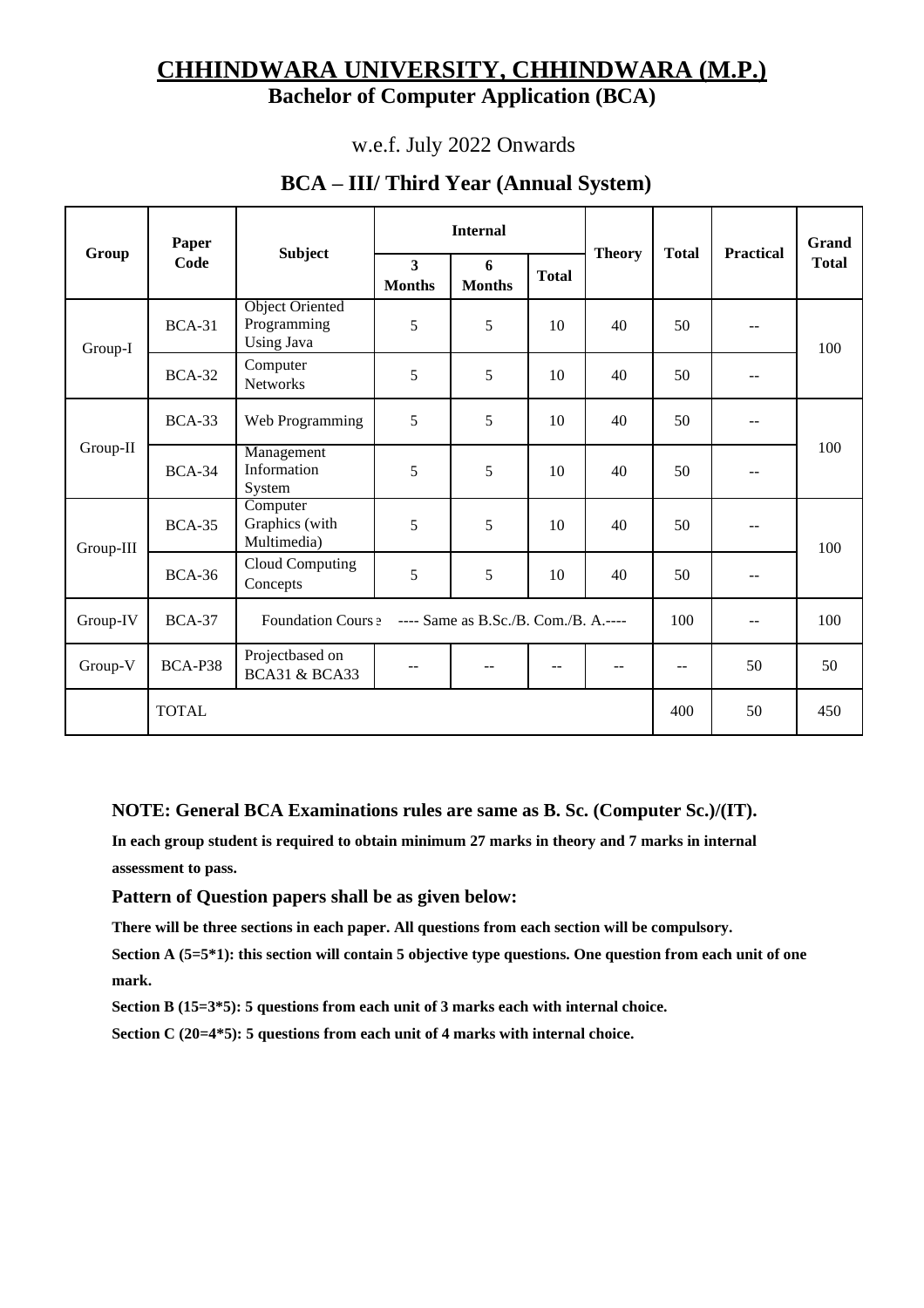# CHHINDWARA UNIVERSITY, CHHINDWARA (M.P.)

## Bachelor of Computer Application (BCA)

w.e.f. July 2022 Onwards

## BCA – III/ Third Year (Annual System)

| Group | Paper Code | Subject | Internal | | | Theory | Total | Practical | Grand Total |
|---|---|---|---|---|---|---|---|---|---|
| | | | 3 Months | 6 Months | Total | | | | |
| Group-I | BCA-31 | Object Oriented Programming Using Java | 5 | 5 | 10 | 40 | 50 | -- | 100 |
| | BCA-32 | Computer Networks | 5 | 5 | 10 | 40 | 50 | -- | |
| Group-II | BCA-33 | Web Programming | 5 | 5 | 10 | 40 | 50 | -- | 100 |
| | BCA-34 | Management Information System | 5 | 5 | 10 | 40 | 50 | -- | |
| Group-III | BCA-35 | Computer Graphics (with Multimedia) | 5 | 5 | 10 | 40 | 50 | -- | 100 |
| | BCA-36 | Cloud Computing Concepts | 5 | 5 | 10 | 40 | 50 | -- | |
| Group-IV | BCA-37 | Foundation Course ---- Same as B.Sc./B. Com./B. A.---- | | | | | 100 | -- | 100 |
| Group-V | BCA-P38 | Projectbased on BCA31 & BCA33 | -- | -- | -- | -- | -- | 50 | 50 |
| | TOTAL | | | | | | 400 | 50 | 450 |

**NOTE: General BCA Examinations rules are same as B. Sc. (Computer Sc.)/(IT).**

**In each group student is required to obtain minimum 27 marks in theory and 7 marks in internal assessment to pass.**

**Pattern of Question papers shall be as given below:**

**There will be three sections in each paper. All questions from each section will be compulsory.**

**Section A (5=5*1): this section will contain 5 objective type questions. One question from each unit of one mark.**

**Section B (15=3*5): 5 questions from each unit of 3 marks each with internal choice.**

**Section C (20=4*5): 5 questions from each unit of 4 marks with internal choice.**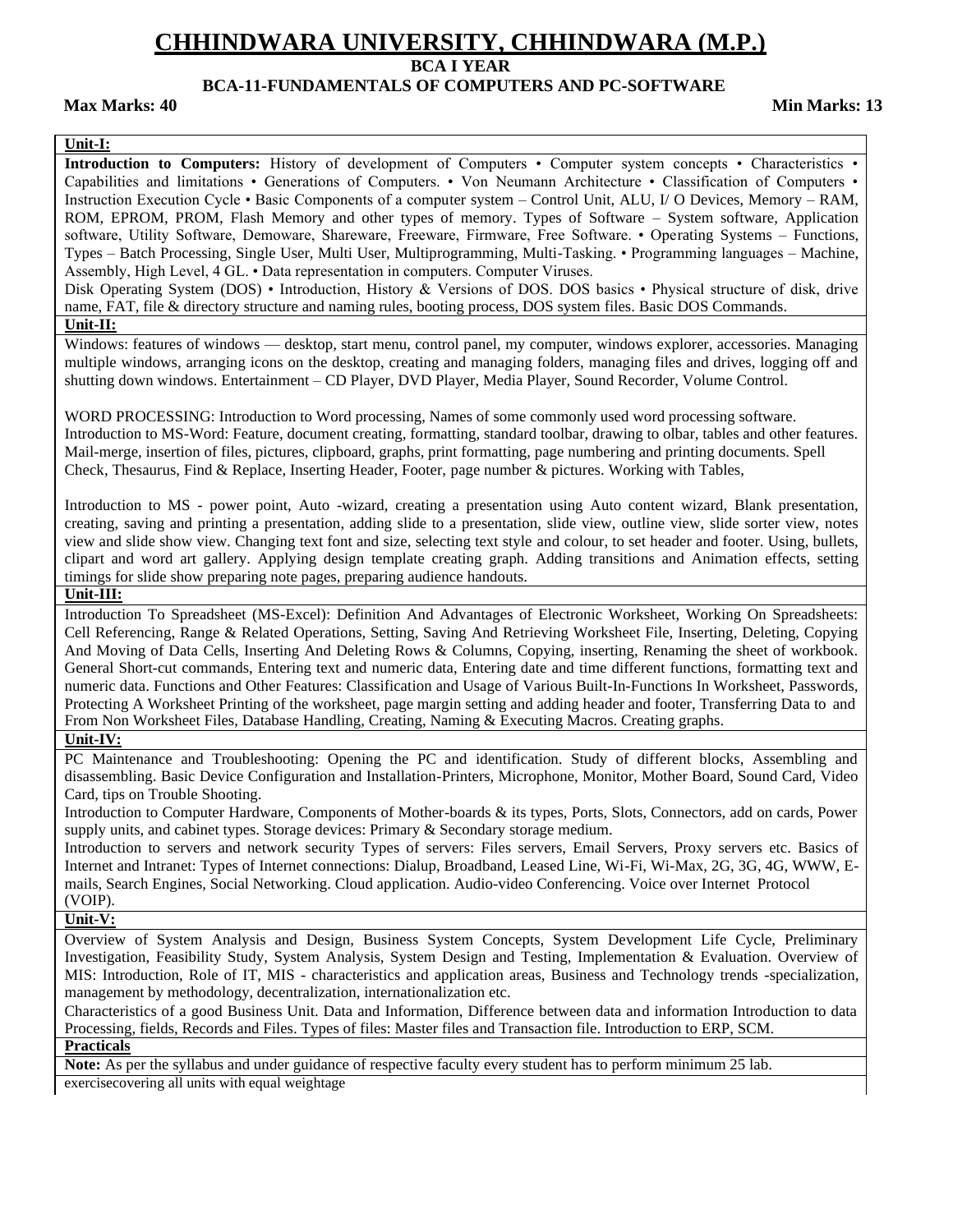# CHHINDWARA UNIVERSITY, CHHINDWARA (M.P.)

**BCA I YEAR**

**BCA-11-FUNDAMENTALS OF COMPUTERS AND PC-SOFTWARE**

**Max Marks: 40** **Min Marks: 13**

**Unit-I:**

**Introduction to Computers:** History of development of Computers • Computer system concepts • Characteristics • Capabilities and limitations • Generations of Computers. • Von Neumann Architecture • Classification of Computers • Instruction Execution Cycle • Basic Components of a computer system – Control Unit, ALU, I/ O Devices, Memory – RAM, ROM, EPROM, PROM, Flash Memory and other types of memory. Types of Software – System software, Application software, Utility Software, Demoware, Shareware, Freeware, Firmware, Free Software. • Operating Systems – Functions, Types – Batch Processing, Single User, Multi User, Multiprogramming, Multi-Tasking. • Programming languages – Machine, Assembly, High Level, 4 GL. • Data representation in computers. Computer Viruses.

Disk Operating System (DOS) • Introduction, History & Versions of DOS. DOS basics • Physical structure of disk, drive name, FAT, file & directory structure and naming rules, booting process, DOS system files. Basic DOS Commands.

**Unit-II:**

Windows: features of windows — desktop, start menu, control panel, my computer, windows explorer, accessories. Managing multiple windows, arranging icons on the desktop, creating and managing folders, managing files and drives, logging off and shutting down windows. Entertainment – CD Player, DVD Player, Media Player, Sound Recorder, Volume Control.

WORD PROCESSING: Introduction to Word processing, Names of some commonly used word processing software. Introduction to MS-Word: Feature, document creating, formatting, standard toolbar, drawing to olbar, tables and other features. Mail-merge, insertion of files, pictures, clipboard, graphs, print formatting, page numbering and printing documents. Spell Check, Thesaurus, Find & Replace, Inserting Header, Footer, page number & pictures. Working with Tables,

Introduction to MS - power point, Auto -wizard, creating a presentation using Auto content wizard, Blank presentation, creating, saving and printing a presentation, adding slide to a presentation, slide view, outline view, slide sorter view, notes view and slide show view. Changing text font and size, selecting text style and colour, to set header and footer. Using, bullets, clipart and word art gallery. Applying design template creating graph. Adding transitions and Animation effects, setting timings for slide show preparing note pages, preparing audience handouts.

**Unit-III:**

Introduction To Spreadsheet (MS-Excel): Definition And Advantages of Electronic Worksheet, Working On Spreadsheets: Cell Referencing, Range & Related Operations, Setting, Saving And Retrieving Worksheet File, Inserting, Deleting, Copying And Moving of Data Cells, Inserting And Deleting Rows & Columns, Copying, inserting, Renaming the sheet of workbook. General Short-cut commands, Entering text and numeric data, Entering date and time different functions, formatting text and numeric data. Functions and Other Features: Classification and Usage of Various Built-In-Functions In Worksheet, Passwords, Protecting A Worksheet Printing of the worksheet, page margin setting and adding header and footer, Transferring Data to and From Non Worksheet Files, Database Handling, Creating, Naming & Executing Macros. Creating graphs.

**Unit-IV:**

PC Maintenance and Troubleshooting: Opening the PC and identification. Study of different blocks, Assembling and disassembling. Basic Device Configuration and Installation-Printers, Microphone, Monitor, Mother Board, Sound Card, Video Card, tips on Trouble Shooting.

Introduction to Computer Hardware, Components of Mother-boards & its types, Ports, Slots, Connectors, add on cards, Power supply units, and cabinet types. Storage devices: Primary & Secondary storage medium.

Introduction to servers and network security Types of servers: Files servers, Email Servers, Proxy servers etc. Basics of Internet and Intranet: Types of Internet connections: Dialup, Broadband, Leased Line, Wi-Fi, Wi-Max, 2G, 3G, 4G, WWW, E-mails, Search Engines, Social Networking. Cloud application. Audio-video Conferencing. Voice over Internet Protocol (VOIP).

**Unit-V:**

Overview of System Analysis and Design, Business System Concepts, System Development Life Cycle, Preliminary Investigation, Feasibility Study, System Analysis, System Design and Testing, Implementation & Evaluation. Overview of MIS: Introduction, Role of IT, MIS - characteristics and application areas, Business and Technology trends -specialization, management by methodology, decentralization, internationalization etc.

Characteristics of a good Business Unit. Data and Information, Difference between data and information Introduction to data Processing, fields, Records and Files. Types of files: Master files and Transaction file. Introduction to ERP, SCM.

**Practicals**

**Note:** As per the syllabus and under guidance of respective faculty every student has to perform minimum 25 lab. exercisecovering all units with equal weightage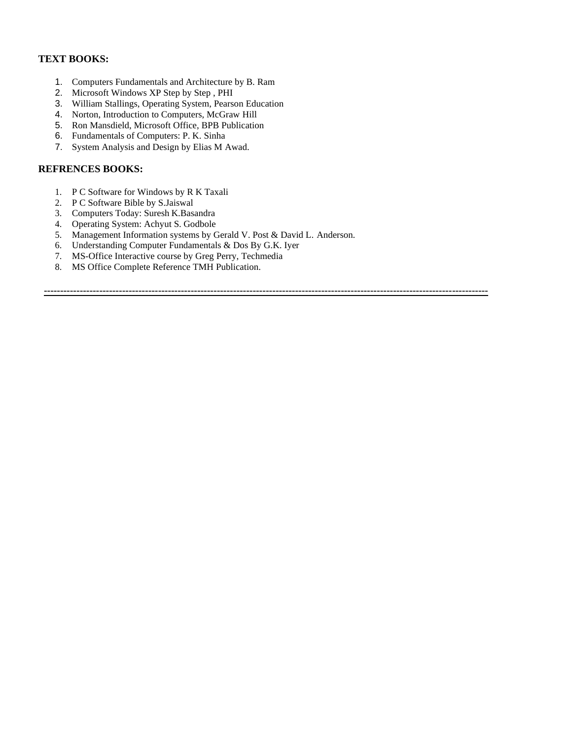**TEXT BOOKS:**

1. Computers Fundamentals and Architecture by B. Ram
2. Microsoft Windows XP Step by Step , PHI
3. William Stallings, Operating System, Pearson Education
4. Norton, Introduction to Computers, McGraw Hill
5. Ron Mansdield, Microsoft Office, BPB Publication
6. Fundamentals of Computers: P. K. Sinha
7. System Analysis and Design by Elias M Awad.

**REFRENCES BOOKS:**

1. P C Software for Windows by R K Taxali
2. P C Software Bible by S.Jaiswal
3. Computers Today: Suresh K.Basandra
4. Operating System: Achyut S. Godbole
5. Management Information systems by Gerald V. Post & David L. Anderson.
6. Understanding Computer Fundamentals & Dos By G.K. Iyer
7. MS-Office Interactive course by Greg Perry, Techmedia
8. MS Office Complete Reference TMH Publication.

---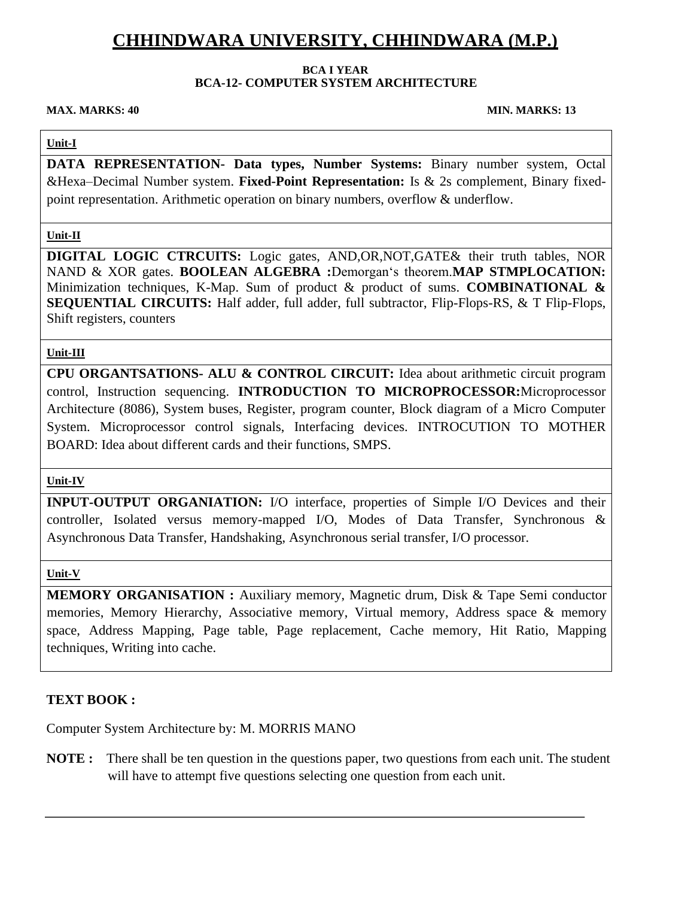# CHHINDWARA UNIVERSITY, CHHINDWARA (M.P.)

**BCA I YEAR**
**BCA-12- COMPUTER SYSTEM ARCHITECTURE**

**MAX. MARKS: 40** **MIN. MARKS: 13**

**Unit-I**

**DATA REPRESENTATION- Data types, Number Systems:** Binary number system, Octal &Hexa–Decimal Number system. **Fixed-Point Representation:** Is & 2s complement, Binary fixed-point representation. Arithmetic operation on binary numbers, overflow & underflow.

**Unit-II**

**DIGITAL LOGIC CTRCUITS:** Logic gates, AND,OR,NOT,GATE& their truth tables, NOR NAND & XOR gates. **BOOLEAN ALGEBRA :**Demorgan‘s theorem.**MAP STMPLOCATION:** Minimization techniques, K-Map. Sum of product & product of sums. **COMBINATIONAL & SEQUENTIAL CIRCUITS:** Half adder, full adder, full subtractor, Flip-Flops-RS, & T Flip-Flops, Shift registers, counters

**Unit-III**

**CPU ORGANTSATIONS- ALU & CONTROL CIRCUIT:** Idea about arithmetic circuit program control, Instruction sequencing. **INTRODUCTION TO MICROPROCESSOR:**Microprocessor Architecture (8086), System buses, Register, program counter, Block diagram of a Micro Computer System. Microprocessor control signals, Interfacing devices. INTROCUTION TO MOTHER BOARD: Idea about different cards and their functions, SMPS.

**Unit-IV**

**INPUT-OUTPUT ORGANIATION:** I/O interface, properties of Simple I/O Devices and their controller, Isolated versus memory-mapped I/O, Modes of Data Transfer, Synchronous & Asynchronous Data Transfer, Handshaking, Asynchronous serial transfer, I/O processor.

**Unit-V**

**MEMORY ORGANISATION :** Auxiliary memory, Magnetic drum, Disk & Tape Semi conductor memories, Memory Hierarchy, Associative memory, Virtual memory, Address space & memory space, Address Mapping, Page table, Page replacement, Cache memory, Hit Ratio, Mapping techniques, Writing into cache.

**TEXT BOOK :**

Computer System Architecture by: M. MORRIS MANO

**NOTE :** There shall be ten question in the questions paper, two questions from each unit. The student will have to attempt five questions selecting one question from each unit.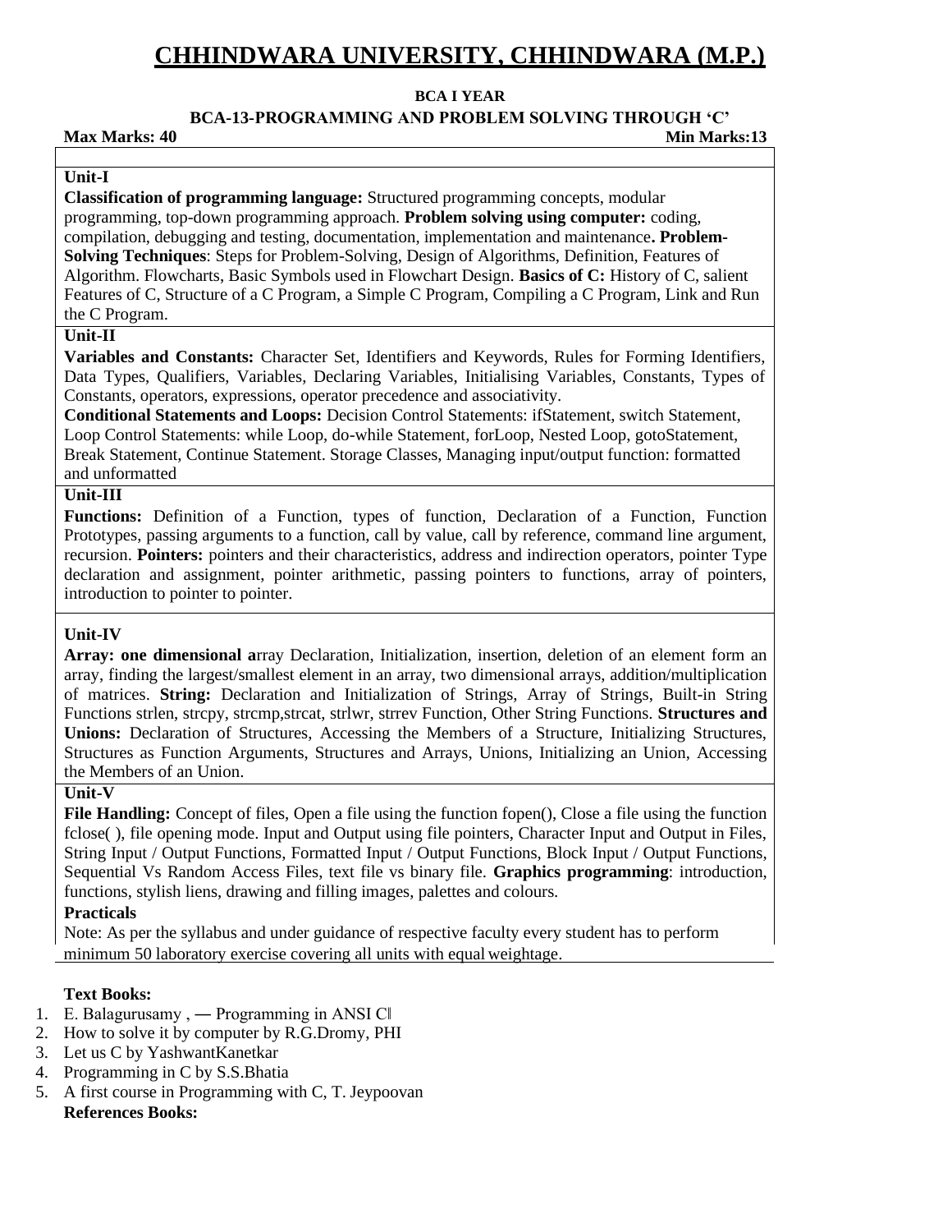# CHHINDWARA UNIVERSITY, CHHINDWARA (M.P.)

**BCA I YEAR**

**BCA-13-PROGRAMMING AND PROBLEM SOLVING THROUGH 'C'**

**Max Marks: 40** **Min Marks:13**

**Unit-I**

**Classification of programming language:** Structured programming concepts, modular programming, top-down programming approach. **Problem solving using computer:** coding, compilation, debugging and testing, documentation, implementation and maintenance**. Problem-Solving Techniques**: Steps for Problem-Solving, Design of Algorithms, Definition, Features of Algorithm. Flowcharts, Basic Symbols used in Flowchart Design. **Basics of C:** History of C, salient Features of C, Structure of a C Program, a Simple C Program, Compiling a C Program, Link and Run the C Program.

**Unit-II**

**Variables and Constants:** Character Set, Identifiers and Keywords, Rules for Forming Identifiers, Data Types, Qualifiers, Variables, Declaring Variables, Initialising Variables, Constants, Types of Constants, operators, expressions, operator precedence and associativity.

**Conditional Statements and Loops:** Decision Control Statements: ifStatement, switch Statement, Loop Control Statements: while Loop, do-while Statement, forLoop, Nested Loop, gotoStatement, Break Statement, Continue Statement. Storage Classes, Managing input/output function: formatted and unformatted

**Unit-III**

**Functions:** Definition of a Function, types of function, Declaration of a Function, Function Prototypes, passing arguments to a function, call by value, call by reference, command line argument, recursion. **Pointers:** pointers and their characteristics, address and indirection operators, pointer Type declaration and assignment, pointer arithmetic, passing pointers to functions, array of pointers, introduction to pointer to pointer.

**Unit-IV**

**Array: one dimensional a**rray Declaration, Initialization, insertion, deletion of an element form an array, finding the largest/smallest element in an array, two dimensional arrays, addition/multiplication of matrices. **String:** Declaration and Initialization of Strings, Array of Strings, Built-in String Functions strlen, strcpy, strcmp,strcat, strlwr, strrev Function, Other String Functions. **Structures and Unions:** Declaration of Structures, Accessing the Members of a Structure, Initializing Structures, Structures as Function Arguments, Structures and Arrays, Unions, Initializing an Union, Accessing the Members of an Union.

**Unit-V**

**File Handling:** Concept of files, Open a file using the function fopen(), Close a file using the function fclose( ), file opening mode. Input and Output using file pointers, Character Input and Output in Files, String Input / Output Functions, Formatted Input / Output Functions, Block Input / Output Functions, Sequential Vs Random Access Files, text file vs binary file. **Graphics programming**: introduction, functions, stylish liens, drawing and filling images, palettes and colours.

**Practicals**

Note: As per the syllabus and under guidance of respective faculty every student has to perform minimum 50 laboratory exercise covering all units with equal weightage.

**Text Books:**

1. E. Balagurusamy , ― Programming in ANSI C‖
2. How to solve it by computer by R.G.Dromy, PHI
3. Let us C by YashwantKanetkar
4. Programming in C by S.S.Bhatia
5. A first course in Programming with C, T. Jeypoovan

**References Books:**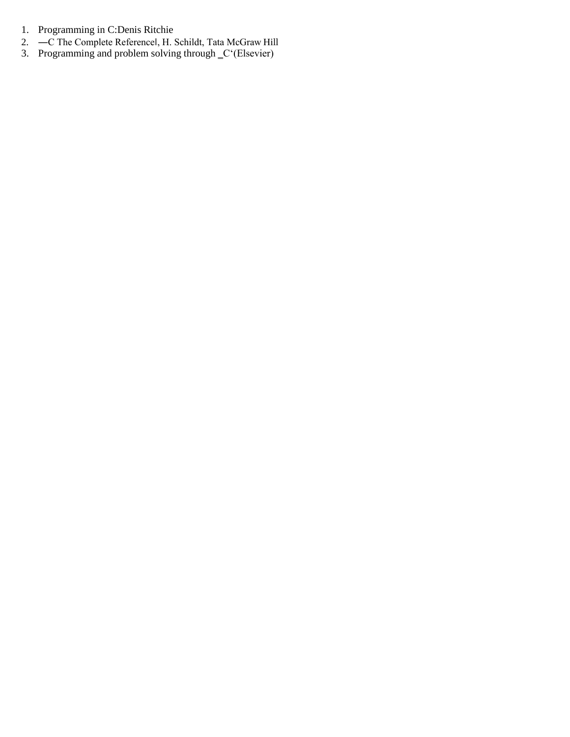1. Programming in C:Denis Ritchie
2. ―C The Complete Reference‖, H. Schildt, Tata McGraw Hill
3. Programming and problem solving through ‗C‘(Elsevier)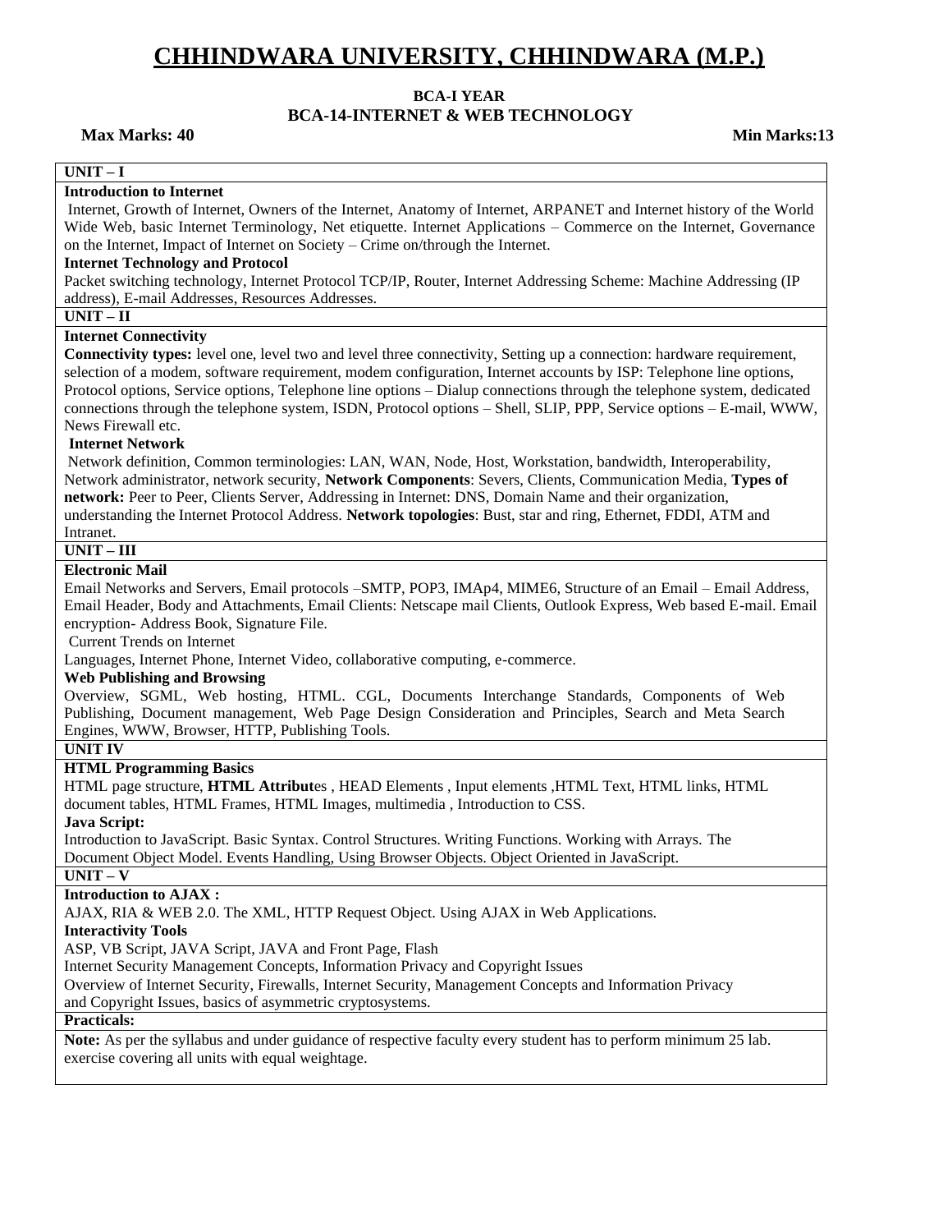# CHHINDWARA UNIVERSITY, CHHINDWARA (M.P.)

**BCA-I YEAR**

**BCA-14-INTERNET & WEB TECHNOLOGY**

**Max Marks: 40** **Min Marks:13**

**UNIT – I**

**Introduction to Internet**

Internet, Growth of Internet, Owners of the Internet, Anatomy of Internet, ARPANET and Internet history of the World Wide Web, basic Internet Terminology, Net etiquette. Internet Applications – Commerce on the Internet, Governance on the Internet, Impact of Internet on Society – Crime on/through the Internet.

**Internet Technology and Protocol**

Packet switching technology, Internet Protocol TCP/IP, Router, Internet Addressing Scheme: Machine Addressing (IP address), E-mail Addresses, Resources Addresses.

**UNIT – II**

**Internet Connectivity**

**Connectivity types:** level one, level two and level three connectivity, Setting up a connection: hardware requirement, selection of a modem, software requirement, modem configuration, Internet accounts by ISP: Telephone line options, Protocol options, Service options, Telephone line options – Dialup connections through the telephone system, dedicated connections through the telephone system, ISDN, Protocol options – Shell, SLIP, PPP, Service options – E-mail, WWW, News Firewall etc.

**Internet Network**

Network definition, Common terminologies: LAN, WAN, Node, Host, Workstation, bandwidth, Interoperability, Network administrator, network security, **Network Components**: Severs, Clients, Communication Media, **Types of network:** Peer to Peer, Clients Server, Addressing in Internet: DNS, Domain Name and their organization, understanding the Internet Protocol Address. **Network topologies**: Bust, star and ring, Ethernet, FDDI, ATM and Intranet.

**UNIT – III**

**Electronic Mail**

Email Networks and Servers, Email protocols –SMTP, POP3, IMAp4, MIME6, Structure of an Email – Email Address, Email Header, Body and Attachments, Email Clients: Netscape mail Clients, Outlook Express, Web based E-mail. Email encryption- Address Book, Signature File.

Current Trends on Internet

Languages, Internet Phone, Internet Video, collaborative computing, e-commerce.

**Web Publishing and Browsing**

Overview, SGML, Web hosting, HTML. CGL, Documents Interchange Standards, Components of Web Publishing, Document management, Web Page Design Consideration and Principles, Search and Meta Search Engines, WWW, Browser, HTTP, Publishing Tools.

**UNIT IV**

**HTML Programming Basics**

HTML page structure, **HTML Attribut**es , HEAD Elements , Input elements ,HTML Text, HTML links, HTML document tables, HTML Frames, HTML Images, multimedia , Introduction to CSS.

**Java Script:**

Introduction to JavaScript. Basic Syntax. Control Structures. Writing Functions. Working with Arrays. The Document Object Model. Events Handling, Using Browser Objects. Object Oriented in JavaScript.

**UNIT – V**

**Introduction to AJAX :**

AJAX, RIA & WEB 2.0. The XML, HTTP Request Object. Using AJAX in Web Applications.

**Interactivity Tools**

ASP, VB Script, JAVA Script, JAVA and Front Page, Flash

Internet Security Management Concepts, Information Privacy and Copyright Issues

Overview of Internet Security, Firewalls, Internet Security, Management Concepts and Information Privacy and Copyright Issues, basics of asymmetric cryptosystems.

**Practicals:**

**Note:** As per the syllabus and under guidance of respective faculty every student has to perform minimum 25 lab. exercise covering all units with equal weightage.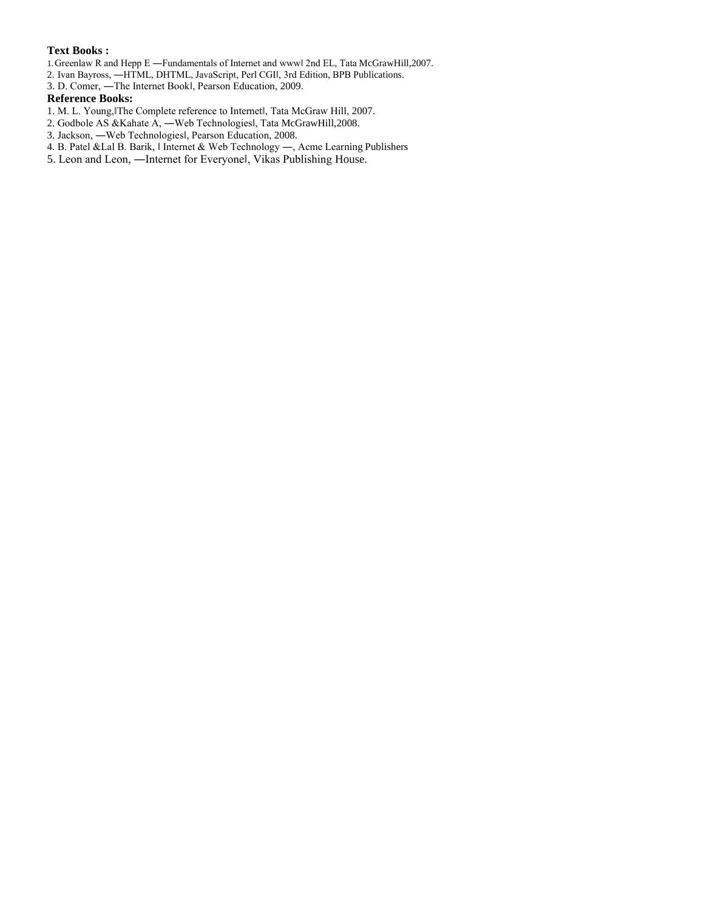**Text Books :**

1. Greenlaw R and Hepp E ―Fundamentals of Internet and www‖ 2nd EL, Tata McGrawHill,2007.
2. Ivan Bayross, ―HTML, DHTML, JavaScript, Perl CGI‖, 3rd Edition, BPB Publications.
3. D. Comer, ―The Internet Book‖, Pearson Education, 2009.

**Reference Books:**

1. M. L. Young,‖The Complete reference to Internet‖, Tata McGraw Hill, 2007.
2. Godbole AS &Kahate A, ―Web Technologies‖, Tata McGrawHill,2008.
3. Jackson, ―Web Technologies‖, Pearson Education, 2008.
4. B. Patel &Lal B. Barik, ‖ Internet & Web Technology ―, Acme Learning Publishers
5. Leon and Leon, ―Internet for Everyone‖, Vikas Publishing House.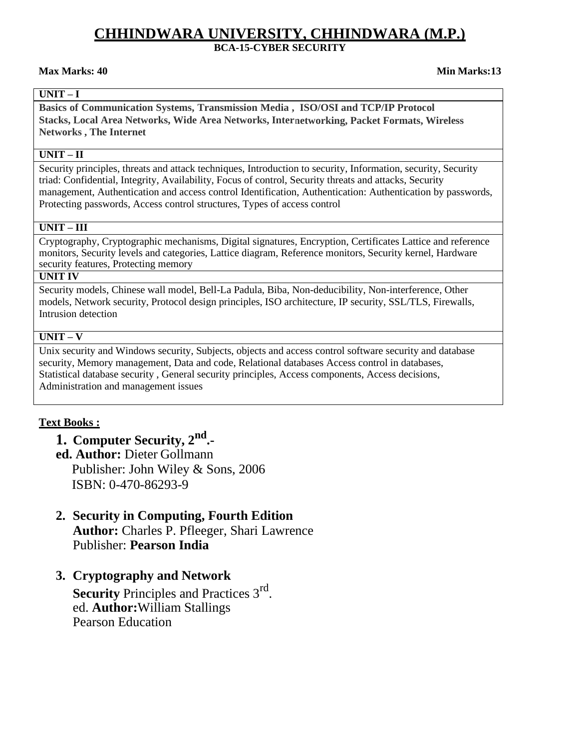# CHHINDWARA UNIVERSITY, CHHINDWARA (M.P.)

## BCA-15-CYBER SECURITY

**Max Marks: 40** **Min Marks:13**

| UNIT – I |
| --- |
| **Basics of Communication Systems, Transmission Media , ISO/OSI and TCP/IP Protocol Stacks, Local Area Networks, Wide Area Networks, Internetworking, Packet Formats, Wireless Networks , The Internet** |
| **UNIT – II** |
| Security principles, threats and attack techniques, Introduction to security, Information, security, Security triad: Confidential, Integrity, Availability, Focus of control, Security threats and attacks, Security management, Authentication and access control Identification, Authentication: Authentication by passwords, Protecting passwords, Access control structures, Types of access control |
| **UNIT – III** |
| Cryptography, Cryptographic mechanisms, Digital signatures, Encryption, Certificates Lattice and reference monitors, Security levels and categories, Lattice diagram, Reference monitors, Security kernel, Hardware security features, Protecting memory |
| **UNIT IV** |
| Security models, Chinese wall model, Bell-La Padula, Biba, Non-deducibility, Non-interference, Other models, Network security, Protocol design principles, ISO architecture, IP security, SSL/TLS, Firewalls, Intrusion detection |
| **UNIT – V** |
| Unix security and Windows security, Subjects, objects and access control software security and database security, Memory management, Data and code, Relational databases Access control in databases, Statistical database security , General security principles, Access components, Access decisions, Administration and management issues |

**Text Books :**

1. **Computer Security, 2nd.-ed. Author:** Dieter Gollmann
   Publisher: John Wiley & Sons, 2006
   ISBN: 0-470-86293-9

2. **Security in Computing, Fourth Edition**
   **Author:** Charles P. Pfleeger, Shari Lawrence
   Publisher: **Pearson India**

3. **Cryptography and Network Security** Principles and Practices 3rd. ed. **Author:** William Stallings
   Pearson Education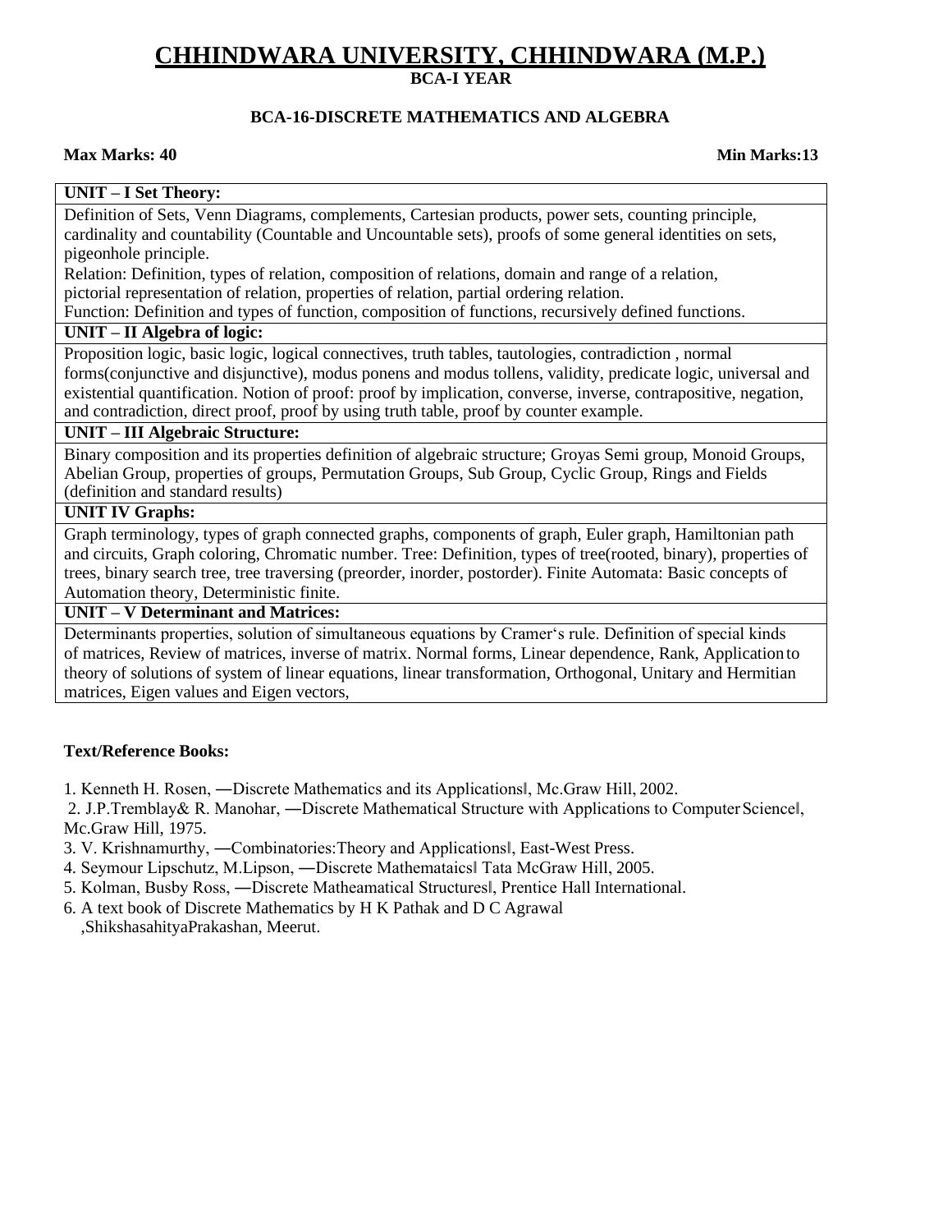# CHHINDWARA UNIVERSITY, CHHINDWARA (M.P.)

**BCA-I YEAR**

**BCA-16-DISCRETE MATHEMATICS AND ALGEBRA**

**Max Marks: 40** **Min Marks:13**

| **UNIT – I Set Theory:** |
|---|
| Definition of Sets, Venn Diagrams, complements, Cartesian products, power sets, counting principle, cardinality and countability (Countable and Uncountable sets), proofs of some general identities on sets, pigeonhole principle.<br>Relation: Definition, types of relation, composition of relations, domain and range of a relation, pictorial representation of relation, properties of relation, partial ordering relation.<br>Function: Definition and types of function, composition of functions, recursively defined functions. |
| **UNIT – II Algebra of logic:** |
| Proposition logic, basic logic, logical connectives, truth tables, tautologies, contradiction , normal forms(conjunctive and disjunctive), modus ponens and modus tollens, validity, predicate logic, universal and existential quantification. Notion of proof: proof by implication, converse, inverse, contrapositive, negation, and contradiction, direct proof, proof by using truth table, proof by counter example. |
| **UNIT – III Algebraic Structure:** |
| Binary composition and its properties definition of algebraic structure; Groyas Semi group, Monoid Groups, Abelian Group, properties of groups, Permutation Groups, Sub Group, Cyclic Group, Rings and Fields (definition and standard results) |
| **UNIT IV Graphs:** |
| Graph terminology, types of graph connected graphs, components of graph, Euler graph, Hamiltonian path and circuits, Graph coloring, Chromatic number. Tree: Definition, types of tree(rooted, binary), properties of trees, binary search tree, tree traversing (preorder, inorder, postorder). Finite Automata: Basic concepts of Automation theory, Deterministic finite. |
| **UNIT – V Determinant and Matrices:** |
| Determinants properties, solution of simultaneous equations by Cramer's rule. Definition of special kinds of matrices, Review of matrices, inverse of matrix. Normal forms, Linear dependence, Rank, Application to theory of solutions of system of linear equations, linear transformation, Orthogonal, Unitary and Hermitian matrices, Eigen values and Eigen vectors, |

**Text/Reference Books:**

1. Kenneth H. Rosen, ―Discrete Mathematics and its Applications‖, Mc.Graw Hill, 2002.
2. J.P.Tremblay& R. Manohar, ―Discrete Mathematical Structure with Applications to Computer Science‖, Mc.Graw Hill, 1975.
3. V. Krishnamurthy, ―Combinatories:Theory and Applications‖, East-West Press.
4. Seymour Lipschutz, M.Lipson, ―Discrete Mathemataics‖ Tata McGraw Hill, 2005.
5. Kolman, Busby Ross, ―Discrete Matheamatical Structures‖, Prentice Hall International.
6. A text book of Discrete Mathematics by H K Pathak and D C Agrawal ,ShikshasahityaPrakashan, Meerut.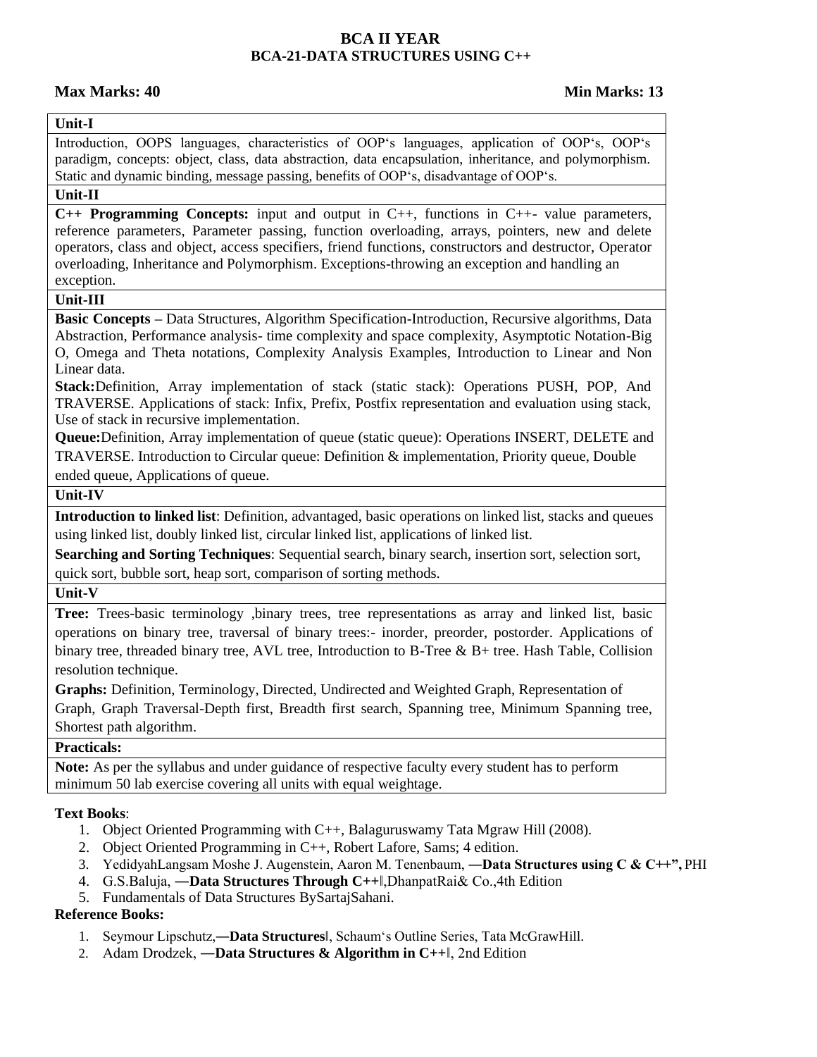# BCA II YEAR
## BCA-21-DATA STRUCTURES USING C++

**Max Marks: 40** **Min Marks: 13**

| **Unit-I** |
|---|
| Introduction, OOPS languages, characteristics of OOP's languages, application of OOP's, OOP's paradigm, concepts: object, class, data abstraction, data encapsulation, inheritance, and polymorphism. Static and dynamic binding, message passing, benefits of OOP's, disadvantage of OOP's. |
| **Unit-II** |
| **C++ Programming Concepts:** input and output in C++, functions in C++- value parameters, reference parameters, Parameter passing, function overloading, arrays, pointers, new and delete operators, class and object, access specifiers, friend functions, constructors and destructor, Operator overloading, Inheritance and Polymorphism. Exceptions-throwing an exception and handling an exception. |
| **Unit-III** |
| **Basic Concepts –** Data Structures, Algorithm Specification-Introduction, Recursive algorithms, Data Abstraction, Performance analysis- time complexity and space complexity, Asymptotic Notation-Big O, Omega and Theta notations, Complexity Analysis Examples, Introduction to Linear and Non Linear data.<br>**Stack:**Definition, Array implementation of stack (static stack): Operations PUSH, POP, And TRAVERSE. Applications of stack: Infix, Prefix, Postfix representation and evaluation using stack, Use of stack in recursive implementation.<br>**Queue:**Definition, Array implementation of queue (static queue): Operations INSERT, DELETE and TRAVERSE. Introduction to Circular queue: Definition & implementation, Priority queue, Double ended queue, Applications of queue. |
| **Unit-IV** |
| **Introduction to linked list**: Definition, advantaged, basic operations on linked list, stacks and queues using linked list, doubly linked list, circular linked list, applications of linked list.<br>**Searching and Sorting Techniques**: Sequential search, binary search, insertion sort, selection sort, quick sort, bubble sort, heap sort, comparison of sorting methods. |
| **Unit-V** |
| **Tree:** Trees-basic terminology ,binary trees, tree representations as array and linked list, basic operations on binary tree, traversal of binary trees:- inorder, preorder, postorder. Applications of binary tree, threaded binary tree, AVL tree, Introduction to B-Tree & B+ tree. Hash Table, Collision resolution technique.<br>**Graphs:** Definition, Terminology, Directed, Undirected and Weighted Graph, Representation of Graph, Graph Traversal-Depth first, Breadth first search, Spanning tree, Minimum Spanning tree, Shortest path algorithm. |
| **Practicals:** |
| **Note:** As per the syllabus and under guidance of respective faculty every student has to perform minimum 50 lab exercise covering all units with equal weightage. |

**Text Books**:

1. Object Oriented Programming with C++, Balaguruswamy Tata Mgraw Hill (2008).
2. Object Oriented Programming in C++, Robert Lafore, Sams; 4 edition.
3. YedidyahLangsam Moshe J. Augenstein, Aaron M. Tenenbaum, **―Data Structures using C & C++",** PHI
4. G.S.Baluja, **―Data Structures Through C++‖**,DhanpatRai& Co.,4th Edition
5. Fundamentals of Data Structures BySartajSahani.

**Reference Books:**

1. Seymour Lipschutz,**―Data Structures‖**, Schaum's Outline Series, Tata McGrawHill.
2. Adam Drodzek, **―Data Structures & Algorithm in C++‖**, 2nd Edition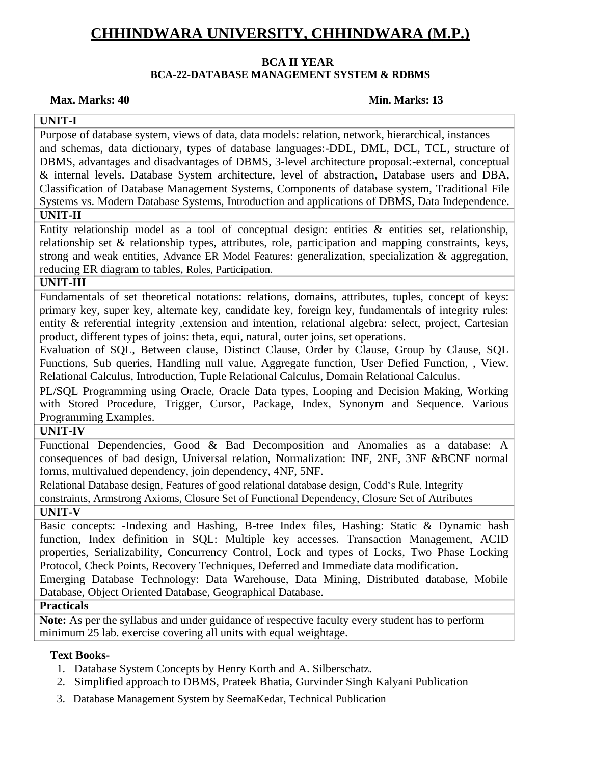# CHHINDWARA UNIVERSITY, CHHINDWARA (M.P.)

**BCA II YEAR**

**BCA-22-DATABASE MANAGEMENT SYSTEM & RDBMS**

**Max. Marks: 40** **Min. Marks: 13**

| UNIT-I |
|---|
| Purpose of database system, views of data, data models: relation, network, hierarchical, instances and schemas, data dictionary, types of database languages:-DDL, DML, DCL, TCL, structure of DBMS, advantages and disadvantages of DBMS, 3-level architecture proposal:-external, conceptual & internal levels. Database System architecture, level of abstraction, Database users and DBA, Classification of Database Management Systems, Components of database system, Traditional File Systems vs. Modern Database Systems, Introduction and applications of DBMS, Data Independence. |
| **UNIT-II** |
| Entity relationship model as a tool of conceptual design: entities & entities set, relationship, relationship set & relationship types, attributes, role, participation and mapping constraints, keys, strong and weak entities, Advance ER Model Features: generalization, specialization & aggregation, reducing ER diagram to tables, Roles, Participation. |
| **UNIT-III** |
| Fundamentals of set theoretical notations: relations, domains, attributes, tuples, concept of keys: primary key, super key, alternate key, candidate key, foreign key, fundamentals of integrity rules: entity & referential integrity ,extension and intention, relational algebra: select, project, Cartesian product, different types of joins: theta, equi, natural, outer joins, set operations. Evaluation of SQL, Between clause, Distinct Clause, Order by Clause, Group by Clause, SQL Functions, Sub queries, Handling null value, Aggregate function, User Defied Function, , View. Relational Calculus, Introduction, Tuple Relational Calculus, Domain Relational Calculus. PL/SQL Programming using Oracle, Oracle Data types, Looping and Decision Making, Working with Stored Procedure, Trigger, Cursor, Package, Index, Synonym and Sequence. Various Programming Examples. |
| **UNIT-IV** |
| Functional Dependencies, Good & Bad Decomposition and Anomalies as a database: A consequences of bad design, Universal relation, Normalization: INF, 2NF, 3NF &BCNF normal forms, multivalued dependency, join dependency, 4NF, 5NF. Relational Database design, Features of good relational database design, Codd's Rule, Integrity constraints, Armstrong Axioms, Closure Set of Functional Dependency, Closure Set of Attributes |
| **UNIT-V** |
| Basic concepts: -Indexing and Hashing, B-tree Index files, Hashing: Static & Dynamic hash function, Index definition in SQL: Multiple key accesses. Transaction Management, ACID properties, Serializability, Concurrency Control, Lock and types of Locks, Two Phase Locking Protocol, Check Points, Recovery Techniques, Deferred and Immediate data modification. Emerging Database Technology: Data Warehouse, Data Mining, Distributed database, Mobile Database, Object Oriented Database, Geographical Database. |
| **Practicals** |
| **Note:** As per the syllabus and under guidance of respective faculty every student has to perform minimum 25 lab. exercise covering all units with equal weightage. |

**Text Books-**

1. Database System Concepts by Henry Korth and A. Silberschatz.
2. Simplified approach to DBMS, Prateek Bhatia, Gurvinder Singh Kalyani Publication
3. Database Management System by SeemaKedar, Technical Publication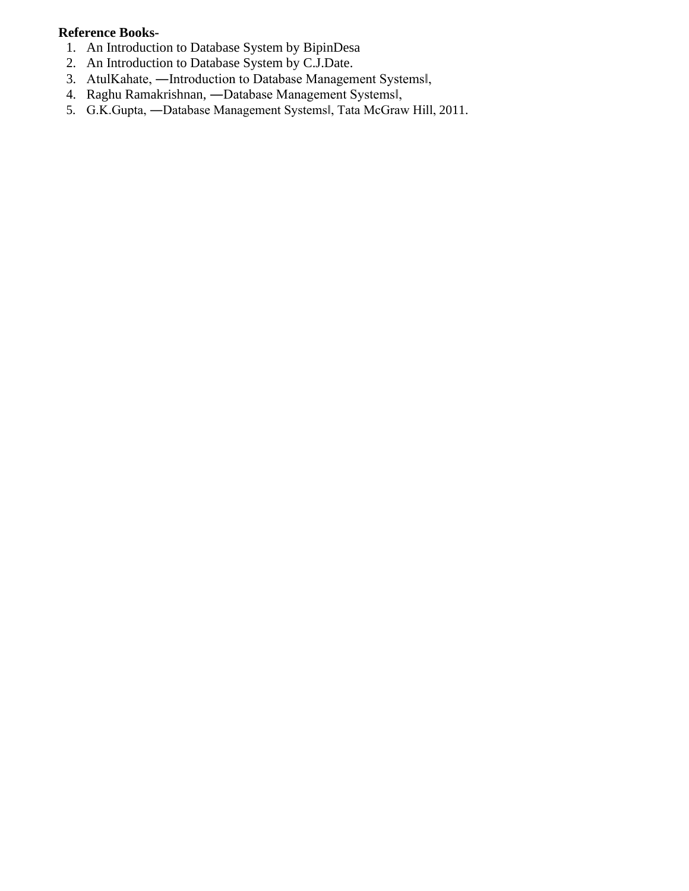**Reference Books-**

1. An Introduction to Database System by BipinDesa
2. An Introduction to Database System by C.J.Date.
3. AtulKahate, ―Introduction to Database Management Systems‖,
4. Raghu Ramakrishnan, ―Database Management Systems‖,
5. G.K.Gupta, ―Database Management Systems‖, Tata McGraw Hill, 2011.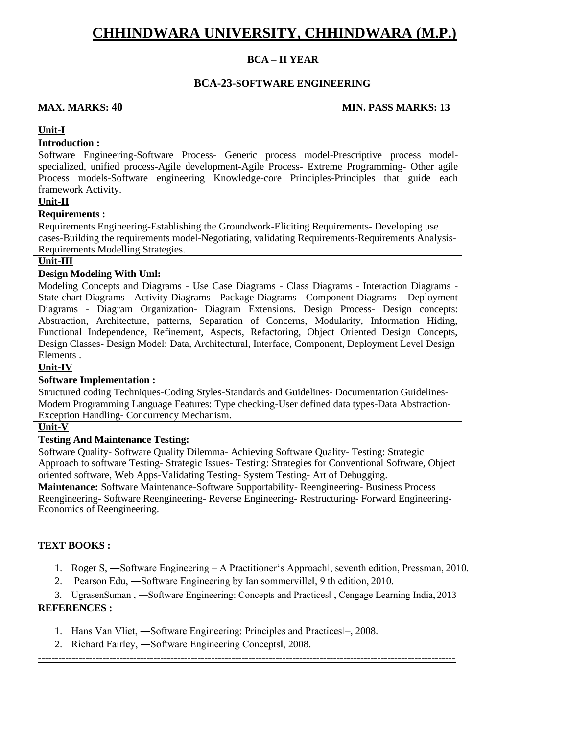# CHHINDWARA UNIVERSITY, CHHINDWARA (M.P.)

**BCA – II YEAR**

**BCA-23-SOFTWARE ENGINEERING**

**MAX. MARKS: 40** **MIN. PASS MARKS: 13**

**Unit-I**

**Introduction :**

Software Engineering-Software Process- Generic process model-Prescriptive process model-specialized, unified process-Agile development-Agile Process- Extreme Programming- Other agile Process models-Software engineering Knowledge-core Principles-Principles that guide each framework Activity.

**Unit-II**

**Requirements :**

Requirements Engineering-Establishing the Groundwork-Eliciting Requirements- Developing use cases-Building the requirements model-Negotiating, validating Requirements-Requirements Analysis-Requirements Modelling Strategies.

**Unit-III**

**Design Modeling With Uml:**

Modeling Concepts and Diagrams - Use Case Diagrams - Class Diagrams - Interaction Diagrams - State chart Diagrams - Activity Diagrams - Package Diagrams - Component Diagrams – Deployment Diagrams - Diagram Organization- Diagram Extensions. Design Process- Design concepts: Abstraction, Architecture, patterns, Separation of Concerns, Modularity, Information Hiding, Functional Independence, Refinement, Aspects, Refactoring, Object Oriented Design Concepts, Design Classes- Design Model: Data, Architectural, Interface, Component, Deployment Level Design Elements .

**Unit-IV**

**Software Implementation :**

Structured coding Techniques-Coding Styles-Standards and Guidelines- Documentation Guidelines-Modern Programming Language Features: Type checking-User defined data types-Data Abstraction-Exception Handling- Concurrency Mechanism.

**Unit-V**

**Testing And Maintenance Testing:**

Software Quality- Software Quality Dilemma- Achieving Software Quality- Testing: Strategic Approach to software Testing- Strategic Issues- Testing: Strategies for Conventional Software, Object oriented software, Web Apps-Validating Testing- System Testing- Art of Debugging.

**Maintenance:** Software Maintenance-Software Supportability- Reengineering- Business Process Reengineering- Software Reengineering- Reverse Engineering- Restructuring- Forward Engineering-Economics of Reengineering.

**TEXT BOOKS :**

1. Roger S, ―Software Engineering – A Practitioner‘s Approach‖, seventh edition, Pressman, 2010.
2. Pearson Edu, ―Software Engineering by Ian sommerville‖, 9 th edition, 2010.
3. UgrasenSuman , ―Software Engineering: Concepts and Practices‖ , Cengage Learning India, 2013

**REFERENCES :**

1. Hans Van Vliet, ―Software Engineering: Principles and Practices‖–, 2008.
2. Richard Fairley, ―Software Engineering Concepts‖, 2008.

---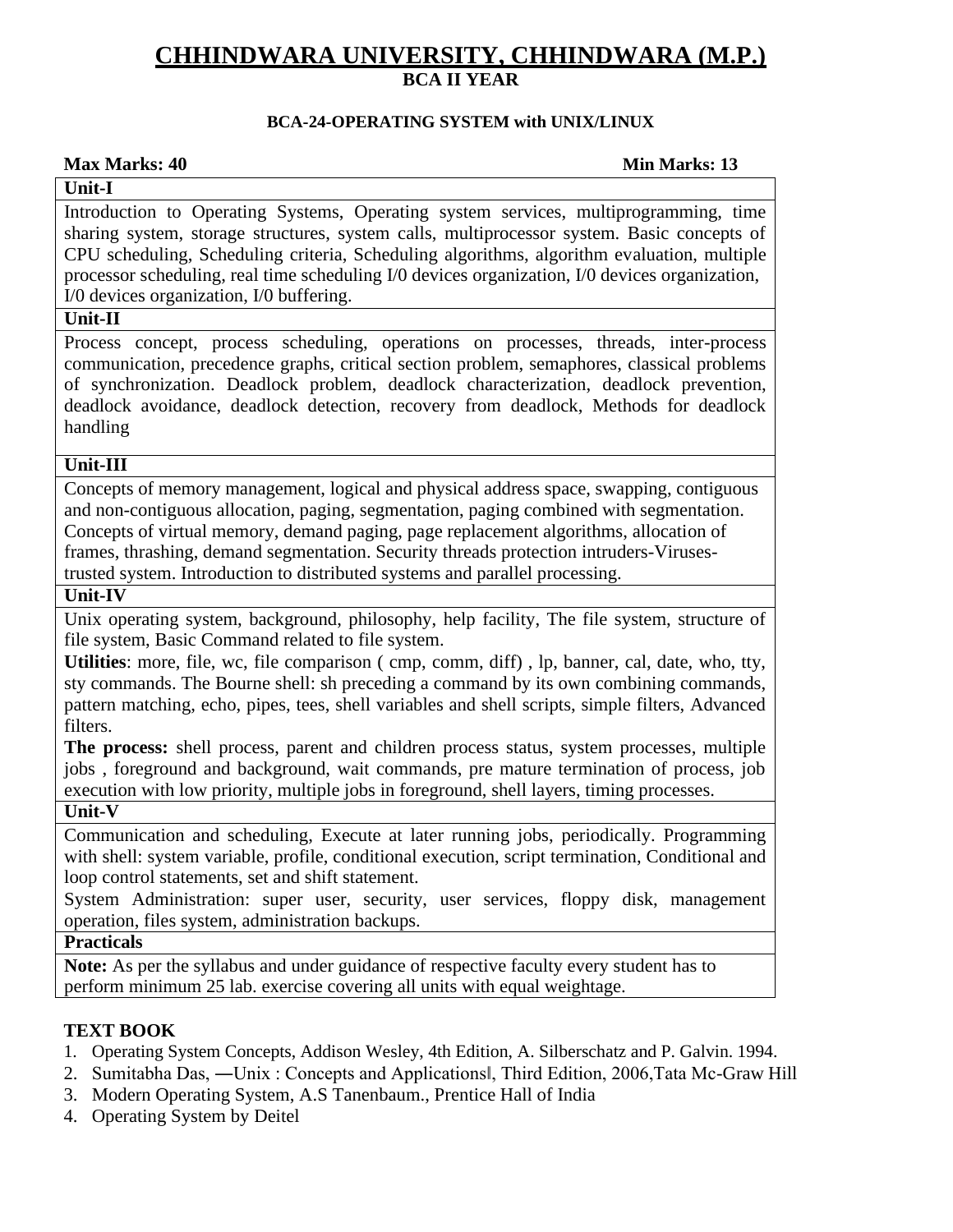# CHHINDWARA UNIVERSITY, CHHINDWARA (M.P.)

## BCA II YEAR

### BCA-24-OPERATING SYSTEM with UNIX/LINUX

**Max Marks: 40** **Min Marks: 13**

| **Unit-I** |
|---|
| Introduction to Operating Systems, Operating system services, multiprogramming, time sharing system, storage structures, system calls, multiprocessor system. Basic concepts of CPU scheduling, Scheduling criteria, Scheduling algorithms, algorithm evaluation, multiple processor scheduling, real time scheduling I/0 devices organization, I/0 devices organization, I/0 devices organization, I/0 buffering. |
| **Unit-II** |
| Process concept, process scheduling, operations on processes, threads, inter-process communication, precedence graphs, critical section problem, semaphores, classical problems of synchronization. Deadlock problem, deadlock characterization, deadlock prevention, deadlock avoidance, deadlock detection, recovery from deadlock, Methods for deadlock handling |
| **Unit-III** |
| Concepts of memory management, logical and physical address space, swapping, contiguous and non-contiguous allocation, paging, segmentation, paging combined with segmentation. Concepts of virtual memory, demand paging, page replacement algorithms, allocation of frames, thrashing, demand segmentation. Security threads protection intruders-Viruses-trusted system. Introduction to distributed systems and parallel processing. |
| **Unit-IV** |
| Unix operating system, background, philosophy, help facility, The file system, structure of file system, Basic Command related to file system.<br>**Utilities**: more, file, wc, file comparison ( cmp, comm, diff) , lp, banner, cal, date, who, tty, sty commands. The Bourne shell: sh preceding a command by its own combining commands, pattern matching, echo, pipes, tees, shell variables and shell scripts, simple filters, Advanced filters.<br>**The process:** shell process, parent and children process status, system processes, multiple jobs , foreground and background, wait commands, pre mature termination of process, job execution with low priority, multiple jobs in foreground, shell layers, timing processes. |
| **Unit-V** |
| Communication and scheduling, Execute at later running jobs, periodically. Programming with shell: system variable, profile, conditional execution, script termination, Conditional and loop control statements, set and shift statement.<br>System Administration: super user, security, user services, floppy disk, management operation, files system, administration backups. |
| **Practicals** |
| **Note:** As per the syllabus and under guidance of respective faculty every student has to perform minimum 25 lab. exercise covering all units with equal weightage. |

**TEXT BOOK**

1. Operating System Concepts, Addison Wesley, 4th Edition, A. Silberschatz and P. Galvin. 1994.
2. Sumitabha Das, ―Unix : Concepts and Applications‖, Third Edition, 2006,Tata Mc-Graw Hill
3. Modern Operating System, A.S Tanenbaum., Prentice Hall of India
4. Operating System by Deitel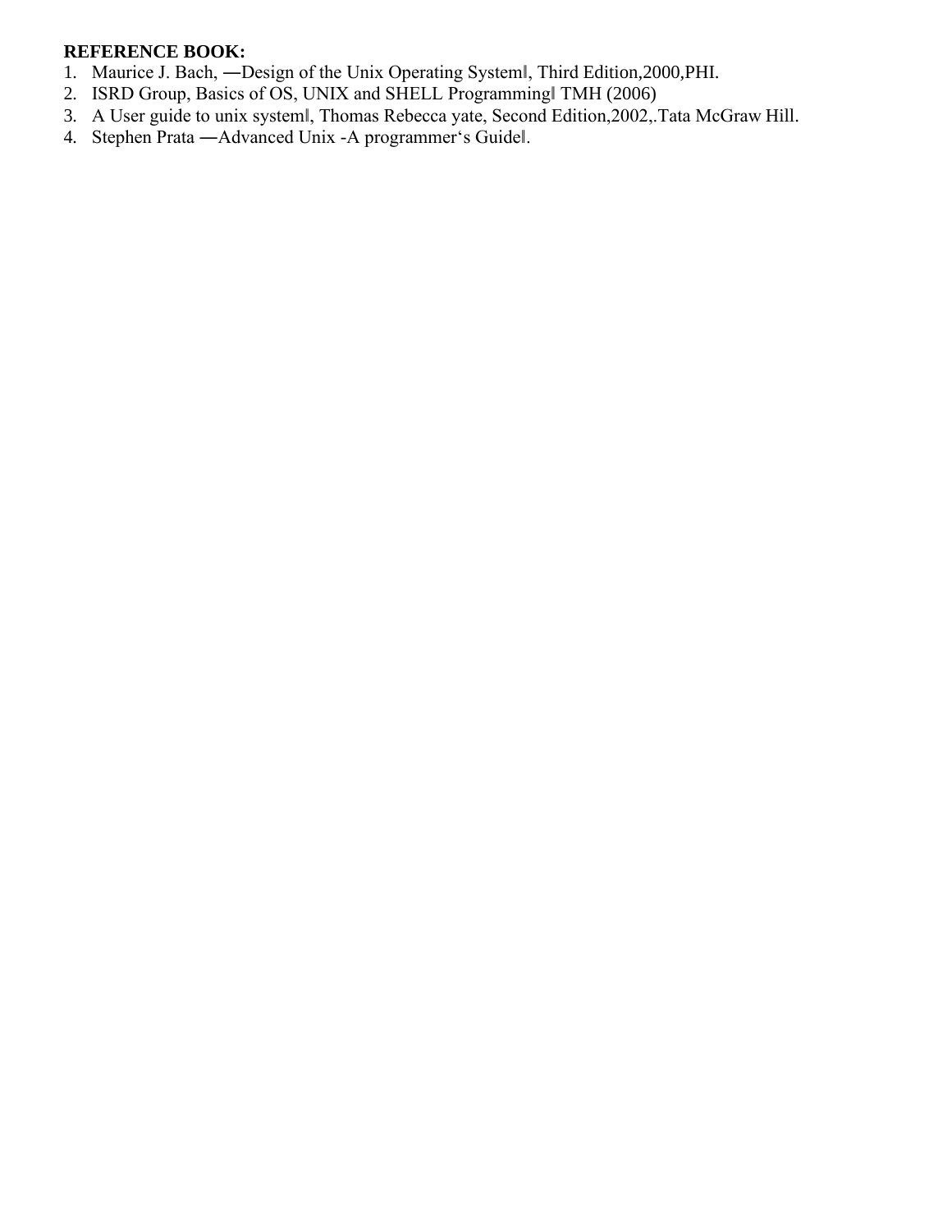**REFERENCE BOOK:**

1. Maurice J. Bach, ―Design of the Unix Operating System‖, Third Edition,2000,PHI.
2. ISRD Group, Basics of OS, UNIX and SHELL Programming‖ TMH (2006)
3. A User guide to unix system‖, Thomas Rebecca yate, Second Edition,2002,.Tata McGraw Hill.
4. Stephen Prata ―Advanced Unix -A programmer‗s Guide‖.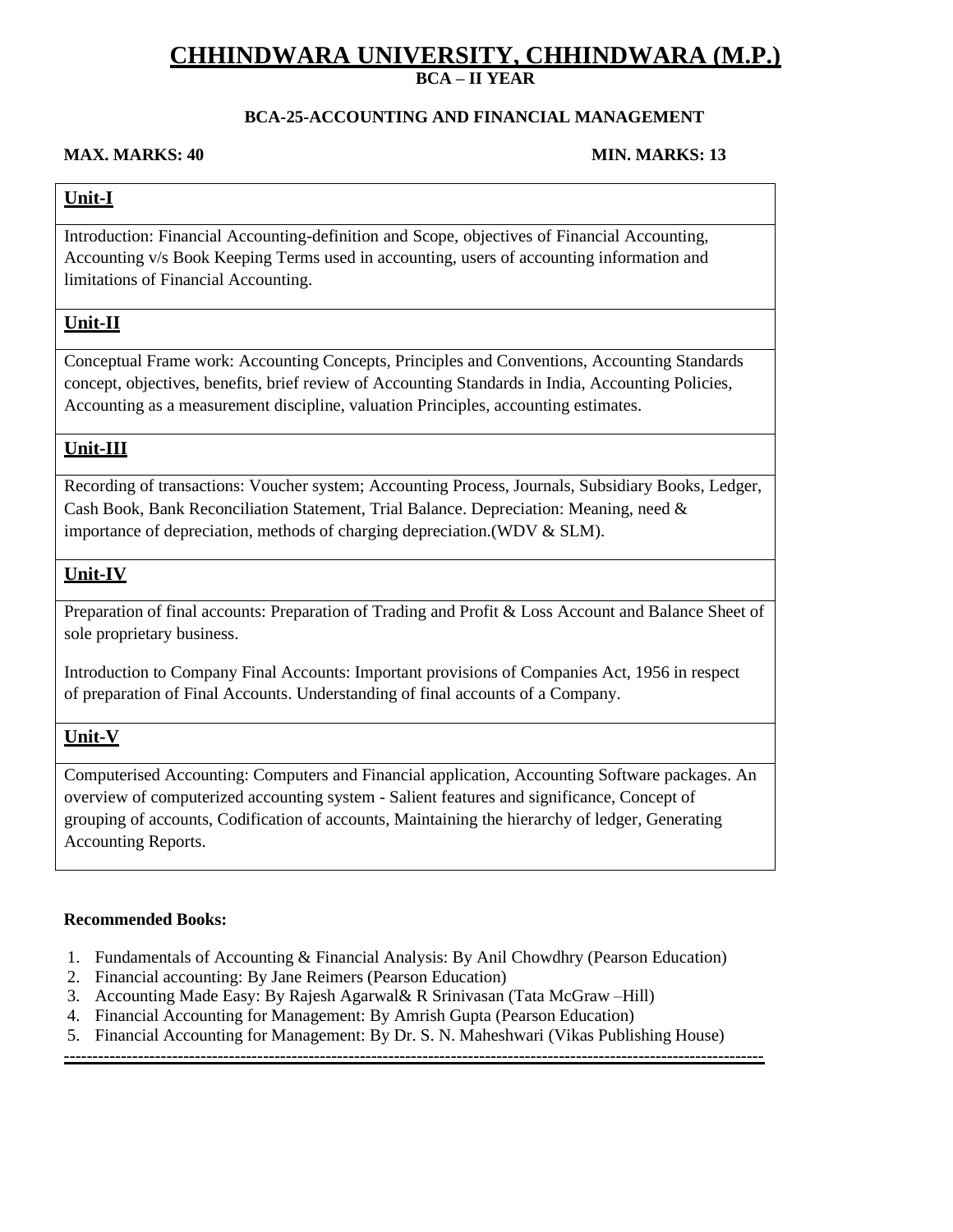# CHHINDWARA UNIVERSITY, CHHINDWARA (M.P.)

**BCA – II YEAR**

**BCA-25-ACCOUNTING AND FINANCIAL MANAGEMENT**

**MAX. MARKS: 40** **MIN. MARKS: 13**

| **Unit-I** |
|---|
| Introduction: Financial Accounting-definition and Scope, objectives of Financial Accounting, Accounting v/s Book Keeping Terms used in accounting, users of accounting information and limitations of Financial Accounting. |
| **Unit-II** |
| Conceptual Frame work: Accounting Concepts, Principles and Conventions, Accounting Standards concept, objectives, benefits, brief review of Accounting Standards in India, Accounting Policies, Accounting as a measurement discipline, valuation Principles, accounting estimates. |
| **Unit-III** |
| Recording of transactions: Voucher system; Accounting Process, Journals, Subsidiary Books, Ledger, Cash Book, Bank Reconciliation Statement, Trial Balance. Depreciation: Meaning, need & importance of depreciation, methods of charging depreciation.(WDV & SLM). |
| **Unit-IV** |
| Preparation of final accounts: Preparation of Trading and Profit & Loss Account and Balance Sheet of sole proprietary business.<br><br>Introduction to Company Final Accounts: Important provisions of Companies Act, 1956 in respect of preparation of Final Accounts. Understanding of final accounts of a Company. |
| **Unit-V** |
| Computerised Accounting: Computers and Financial application, Accounting Software packages. An overview of computerized accounting system - Salient features and significance, Concept of grouping of accounts, Codification of accounts, Maintaining the hierarchy of ledger, Generating Accounting Reports. |

**Recommended Books:**

1. Fundamentals of Accounting & Financial Analysis: By Anil Chowdhry (Pearson Education)
2. Financial accounting: By Jane Reimers (Pearson Education)
3. Accounting Made Easy: By Rajesh Agarwal& R Srinivasan (Tata McGraw –Hill)
4. Financial Accounting for Management: By Amrish Gupta (Pearson Education)
5. Financial Accounting for Management: By Dr. S. N. Maheshwari (Vikas Publishing House)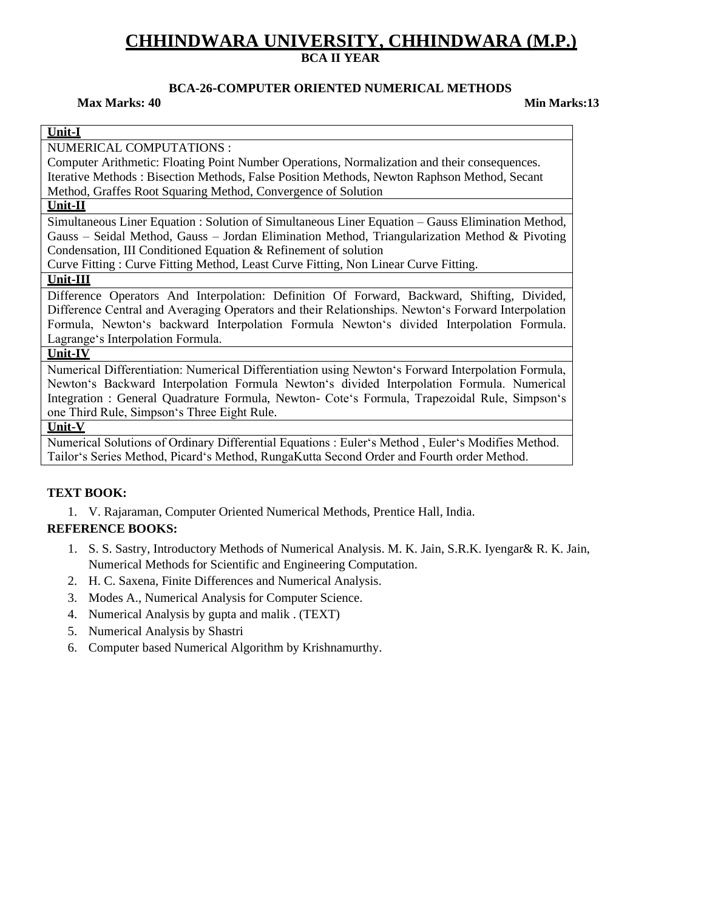# CHHINDWARA UNIVERSITY, CHHINDWARA (M.P.)

**BCA II YEAR**

**BCA-26-COMPUTER ORIENTED NUMERICAL METHODS**

**Max Marks: 40** **Min Marks:13**

| **Unit-I** |
|---|
| NUMERICAL COMPUTATIONS :<br>Computer Arithmetic: Floating Point Number Operations, Normalization and their consequences. Iterative Methods : Bisection Methods, False Position Methods, Newton Raphson Method, Secant Method, Graffes Root Squaring Method, Convergence of Solution |
| **Unit-II** |
| Simultaneous Liner Equation : Solution of Simultaneous Liner Equation – Gauss Elimination Method, Gauss – Seidal Method, Gauss – Jordan Elimination Method, Triangularization Method & Pivoting Condensation, III Conditioned Equation & Refinement of solution<br>Curve Fitting : Curve Fitting Method, Least Curve Fitting, Non Linear Curve Fitting. |
| **Unit-III** |
| Difference Operators And Interpolation: Definition Of Forward, Backward, Shifting, Divided, Difference Central and Averaging Operators and their Relationships. Newton's Forward Interpolation Formula, Newton's backward Interpolation Formula Newton's divided Interpolation Formula. Lagrange's Interpolation Formula. |
| **Unit-IV** |
| Numerical Differentiation: Numerical Differentiation using Newton's Forward Interpolation Formula, Newton's Backward Interpolation Formula Newton's divided Interpolation Formula. Numerical Integration : General Quadrature Formula, Newton- Cote's Formula, Trapezoidal Rule, Simpson's one Third Rule, Simpson's Three Eight Rule. |
| **Unit-V** |
| Numerical Solutions of Ordinary Differential Equations : Euler's Method , Euler's Modifies Method. Tailor's Series Method, Picard's Method, RungaKutta Second Order and Fourth order Method. |

**TEXT BOOK:**

1. V. Rajaraman, Computer Oriented Numerical Methods, Prentice Hall, India.

**REFERENCE BOOKS:**

1. S. S. Sastry, Introductory Methods of Numerical Analysis. M. K. Jain, S.R.K. Iyengar& R. K. Jain, Numerical Methods for Scientific and Engineering Computation.
2. H. C. Saxena, Finite Differences and Numerical Analysis.
3. Modes A., Numerical Analysis for Computer Science.
4. Numerical Analysis by gupta and malik . (TEXT)
5. Numerical Analysis by Shastri
6. Computer based Numerical Algorithm by Krishnamurthy.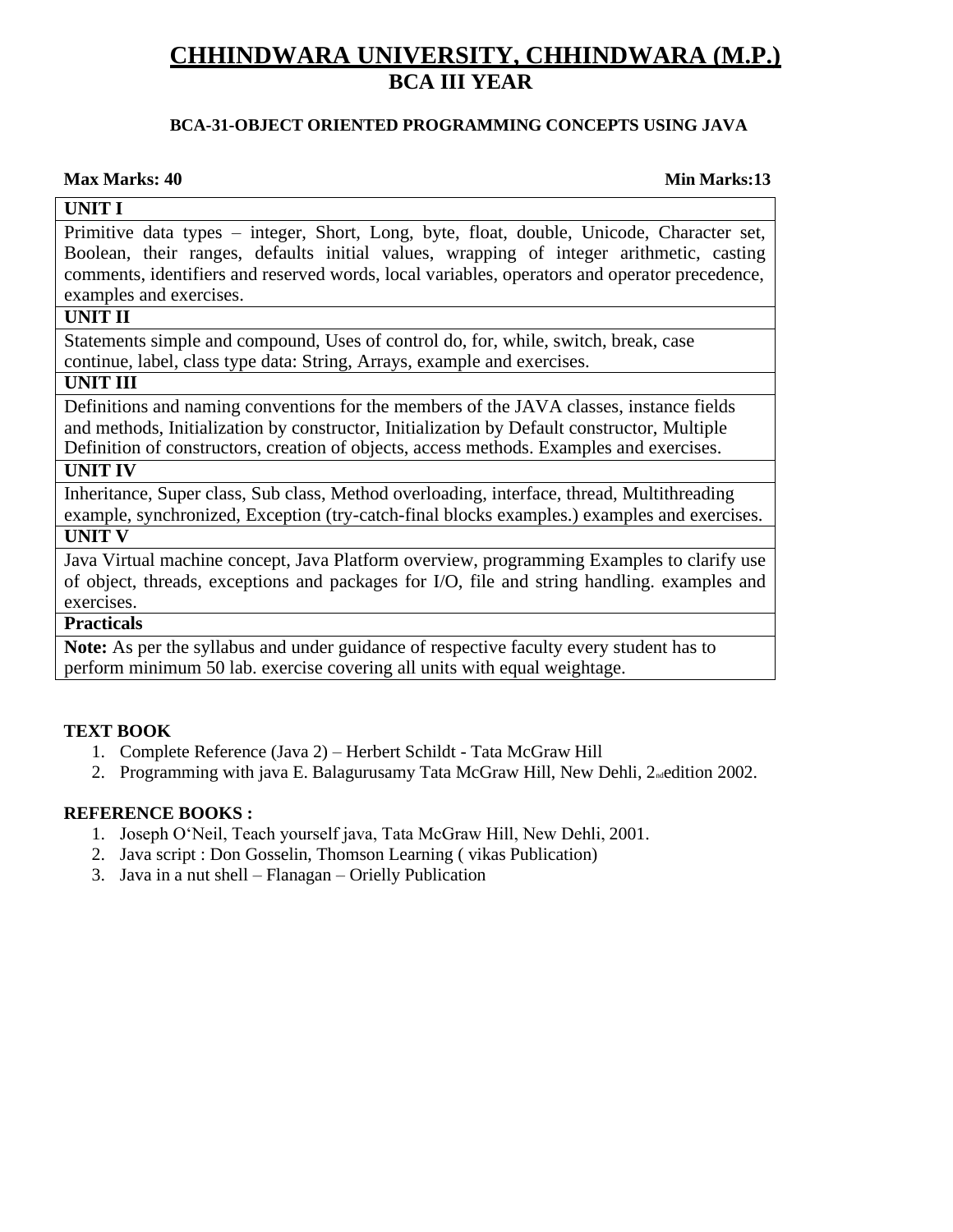# CHHINDWARA UNIVERSITY, CHHINDWARA (M.P.)

## BCA III YEAR

### BCA-31-OBJECT ORIENTED PROGRAMMING CONCEPTS USING JAVA

**Max Marks: 40** **Min Marks:13**

| **UNIT I** |
|---|
| Primitive data types – integer, Short, Long, byte, float, double, Unicode, Character set, Boolean, their ranges, defaults initial values, wrapping of integer arithmetic, casting comments, identifiers and reserved words, local variables, operators and operator precedence, examples and exercises. |
| **UNIT II** |
| Statements simple and compound, Uses of control do, for, while, switch, break, case continue, label, class type data: String, Arrays, example and exercises. |
| **UNIT III** |
| Definitions and naming conventions for the members of the JAVA classes, instance fields and methods, Initialization by constructor, Initialization by Default constructor, Multiple Definition of constructors, creation of objects, access methods. Examples and exercises. |
| **UNIT IV** |
| Inheritance, Super class, Sub class, Method overloading, interface, thread, Multithreading example, synchronized, Exception (try-catch-final blocks examples.) examples and exercises. |
| **UNIT V** |
| Java Virtual machine concept, Java Platform overview, programming Examples to clarify use of object, threads, exceptions and packages for I/O, file and string handling. examples and exercises. |
| **Practicals** |
| **Note:** As per the syllabus and under guidance of respective faculty every student has to perform minimum 50 lab. exercise covering all units with equal weightage. |

**TEXT BOOK**

1. Complete Reference (Java 2) – Herbert Schildt - Tata McGraw Hill
2. Programming with java E. Balagurusamy Tata McGraw Hill, New Dehli, 2nd edition 2002.

**REFERENCE BOOKS :**

1. Joseph O'Neil, Teach yourself java, Tata McGraw Hill, New Dehli, 2001.
2. Java script : Don Gosselin, Thomson Learning ( vikas Publication)
3. Java in a nut shell – Flanagan – Orielly Publication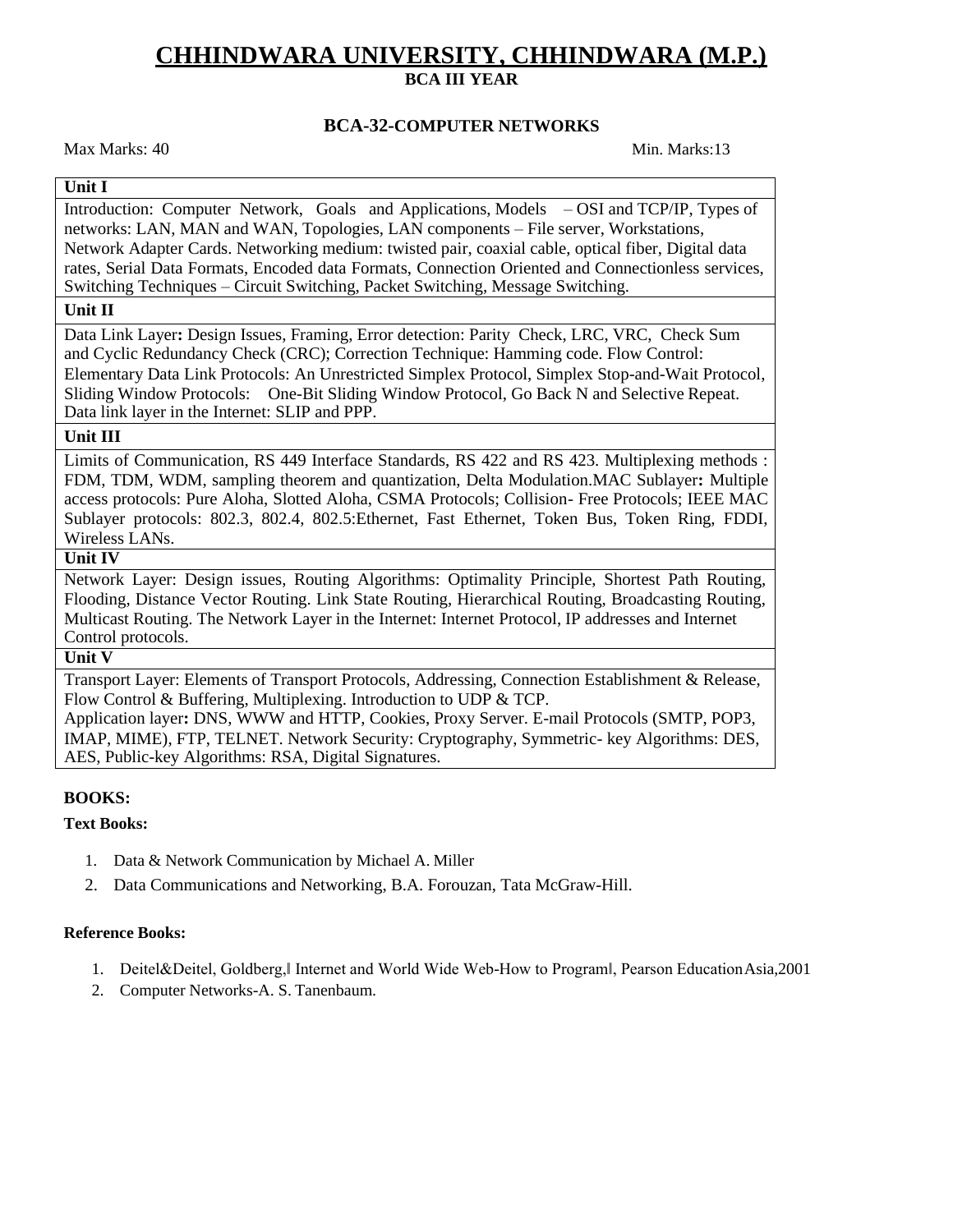# CHHINDWARA UNIVERSITY, CHHINDWARA (M.P.)

## BCA III YEAR

### BCA-32-COMPUTER NETWORKS

Max Marks: 40 Min. Marks:13

| Unit I |
|---|
| Introduction: Computer Network, Goals and Applications, Models – OSI and TCP/IP, Types of networks: LAN, MAN and WAN, Topologies, LAN components – File server, Workstations, Network Adapter Cards. Networking medium: twisted pair, coaxial cable, optical fiber, Digital data rates, Serial Data Formats, Encoded data Formats, Connection Oriented and Connectionless services, Switching Techniques – Circuit Switching, Packet Switching, Message Switching. |
| **Unit II** |
| Data Link Layer**:** Design Issues, Framing, Error detection: Parity Check, LRC, VRC, Check Sum and Cyclic Redundancy Check (CRC); Correction Technique: Hamming code. Flow Control: Elementary Data Link Protocols: An Unrestricted Simplex Protocol, Simplex Stop-and-Wait Protocol, Sliding Window Protocols: One-Bit Sliding Window Protocol, Go Back N and Selective Repeat. Data link layer in the Internet: SLIP and PPP. |
| **Unit III** |
| Limits of Communication, RS 449 Interface Standards, RS 422 and RS 423. Multiplexing methods : FDM, TDM, WDM, sampling theorem and quantization, Delta Modulation.MAC Sublayer**:** Multiple access protocols: Pure Aloha, Slotted Aloha, CSMA Protocols; Collision- Free Protocols; IEEE MAC Sublayer protocols: 802.3, 802.4, 802.5:Ethernet, Fast Ethernet, Token Bus, Token Ring, FDDI, Wireless LANs. |
| **Unit IV** |
| Network Layer: Design issues, Routing Algorithms: Optimality Principle, Shortest Path Routing, Flooding, Distance Vector Routing. Link State Routing, Hierarchical Routing, Broadcasting Routing, Multicast Routing. The Network Layer in the Internet: Internet Protocol, IP addresses and Internet Control protocols. |
| **Unit V** |
| Transport Layer: Elements of Transport Protocols, Addressing, Connection Establishment & Release, Flow Control & Buffering, Multiplexing. Introduction to UDP & TCP. Application layer**:** DNS, WWW and HTTP, Cookies, Proxy Server. E-mail Protocols (SMTP, POP3, IMAP, MIME), FTP, TELNET. Network Security: Cryptography, Symmetric- key Algorithms: DES, AES, Public-key Algorithms: RSA, Digital Signatures. |

**BOOKS:**

**Text Books:**

1. Data & Network Communication by Michael A. Miller
2. Data Communications and Networking, B.A. Forouzan, Tata McGraw-Hill.

**Reference Books:**

1. Deitel&Deitel, Goldberg,‖ Internet and World Wide Web-How to Program‖, Pearson EducationAsia,2001
2. Computer Networks-A. S. Tanenbaum.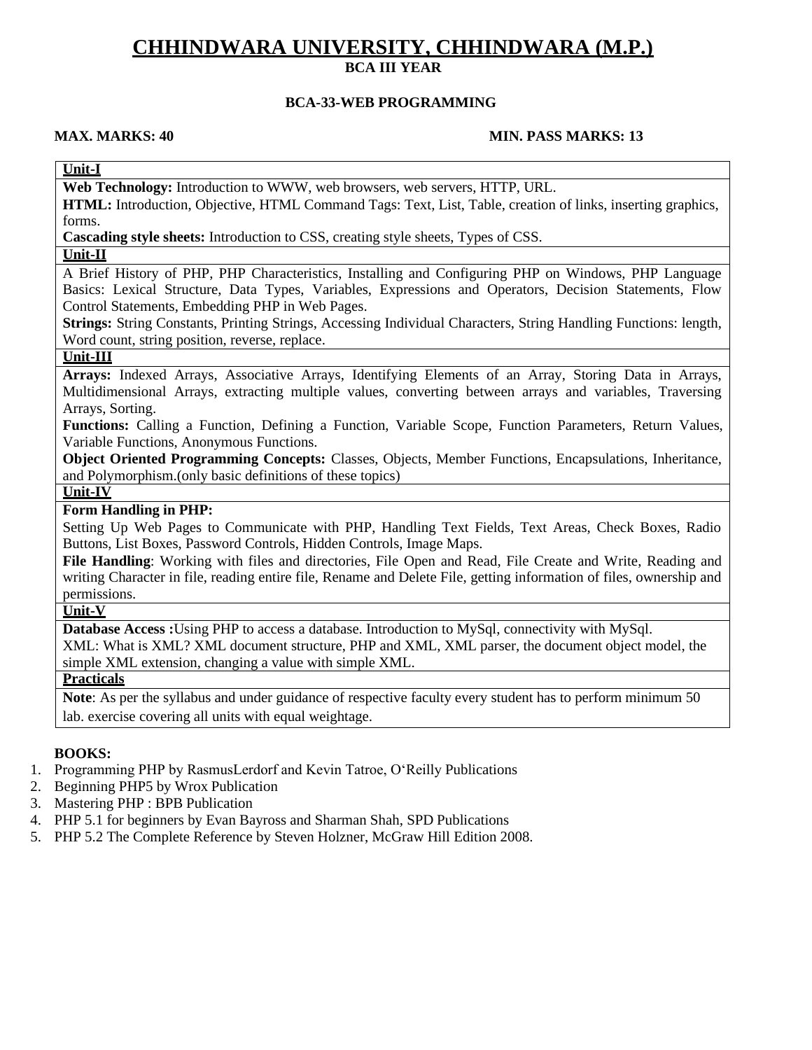# CHHINDWARA UNIVERSITY, CHHINDWARA (M.P.)

## BCA III YEAR

### BCA-33-WEB PROGRAMMING

**MAX. MARKS: 40** **MIN. PASS MARKS: 13**

**Unit-I**

**Web Technology:** Introduction to WWW, web browsers, web servers, HTTP, URL.

**HTML:** Introduction, Objective, HTML Command Tags: Text, List, Table, creation of links, inserting graphics, forms.

**Cascading style sheets:** Introduction to CSS, creating style sheets, Types of CSS.

**Unit-II**

A Brief History of PHP, PHP Characteristics, Installing and Configuring PHP on Windows, PHP Language Basics: Lexical Structure, Data Types, Variables, Expressions and Operators, Decision Statements, Flow Control Statements, Embedding PHP in Web Pages.

**Strings:** String Constants, Printing Strings, Accessing Individual Characters, String Handling Functions: length, Word count, string position, reverse, replace.

**Unit-III**

**Arrays:** Indexed Arrays, Associative Arrays, Identifying Elements of an Array, Storing Data in Arrays, Multidimensional Arrays, extracting multiple values, converting between arrays and variables, Traversing Arrays, Sorting.

**Functions:** Calling a Function, Defining a Function, Variable Scope, Function Parameters, Return Values, Variable Functions, Anonymous Functions.

**Object Oriented Programming Concepts:** Classes, Objects, Member Functions, Encapsulations, Inheritance, and Polymorphism.(only basic definitions of these topics)

**Unit-IV**

**Form Handling in PHP:**

Setting Up Web Pages to Communicate with PHP, Handling Text Fields, Text Areas, Check Boxes, Radio Buttons, List Boxes, Password Controls, Hidden Controls, Image Maps.

**File Handling**: Working with files and directories, File Open and Read, File Create and Write, Reading and writing Character in file, reading entire file, Rename and Delete File, getting information of files, ownership and permissions.

**Unit-V**

**Database Access :**Using PHP to access a database. Introduction to MySql, connectivity with MySql.

XML: What is XML? XML document structure, PHP and XML, XML parser, the document object model, the simple XML extension, changing a value with simple XML.

**Practicals**

**Note**: As per the syllabus and under guidance of respective faculty every student has to perform minimum 50 lab. exercise covering all units with equal weightage.

**BOOKS:**

1. Programming PHP by RasmusLerdorf and Kevin Tatroe, O'Reilly Publications
2. Beginning PHP5 by Wrox Publication
3. Mastering PHP : BPB Publication
4. PHP 5.1 for beginners by Evan Bayross and Sharman Shah, SPD Publications
5. PHP 5.2 The Complete Reference by Steven Holzner, McGraw Hill Edition 2008.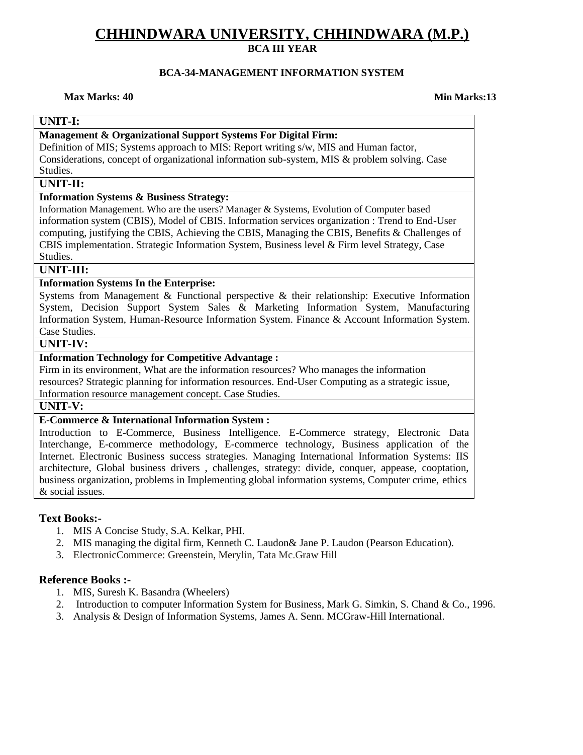# CHHINDWARA UNIVERSITY, CHHINDWARA (M.P.)

**BCA III YEAR**

**BCA-34-MANAGEMENT INFORMATION SYSTEM**

**Max Marks: 40** **Min Marks:13**

| UNIT-I: |
|---|
| **Management & Organizational Support Systems For Digital Firm:**<br>Definition of MIS; Systems approach to MIS: Report writing s/w, MIS and Human factor, Considerations, concept of organizational information sub-system, MIS & problem solving. Case Studies. |
| **UNIT-II:** |
| **Information Systems & Business Strategy:**<br>Information Management. Who are the users? Manager & Systems, Evolution of Computer based information system (CBIS), Model of CBIS. Information services organization : Trend to End-User computing, justifying the CBIS, Achieving the CBIS, Managing the CBIS, Benefits & Challenges of CBIS implementation. Strategic Information System, Business level & Firm level Strategy, Case Studies. |
| **UNIT-III:** |
| **Information Systems In the Enterprise:**<br>Systems from Management & Functional perspective & their relationship: Executive Information System, Decision Support System Sales & Marketing Information System, Manufacturing Information System, Human-Resource Information System. Finance & Account Information System. Case Studies. |
| **UNIT-IV:** |
| **Information Technology for Competitive Advantage :**<br>Firm in its environment, What are the information resources? Who manages the information resources? Strategic planning for information resources. End-User Computing as a strategic issue, Information resource management concept. Case Studies. |
| **UNIT-V:** |
| **E-Commerce & International Information System :**<br>Introduction to E-Commerce, Business Intelligence. E-Commerce strategy, Electronic Data Interchange, E-commerce methodology, E-commerce technology, Business application of the Internet. Electronic Business success strategies. Managing International Information Systems: IIS architecture, Global business drivers , challenges, strategy: divide, conquer, appease, cooptation, business organization, problems in Implementing global information systems, Computer crime, ethics & social issues. |

### Text Books:-

1. MIS A Concise Study, S.A. Kelkar, PHI.
2. MIS managing the digital firm, Kenneth C. Laudon& Jane P. Laudon (Pearson Education).
3. ElectronicCommerce: Greenstein, Merylin, Tata Mc.Graw Hill

### Reference Books :-

1. MIS, Suresh K. Basandra (Wheelers)
2. Introduction to computer Information System for Business, Mark G. Simkin, S. Chand & Co., 1996.
3. Analysis & Design of Information Systems, James A. Senn. MCGraw-Hill International.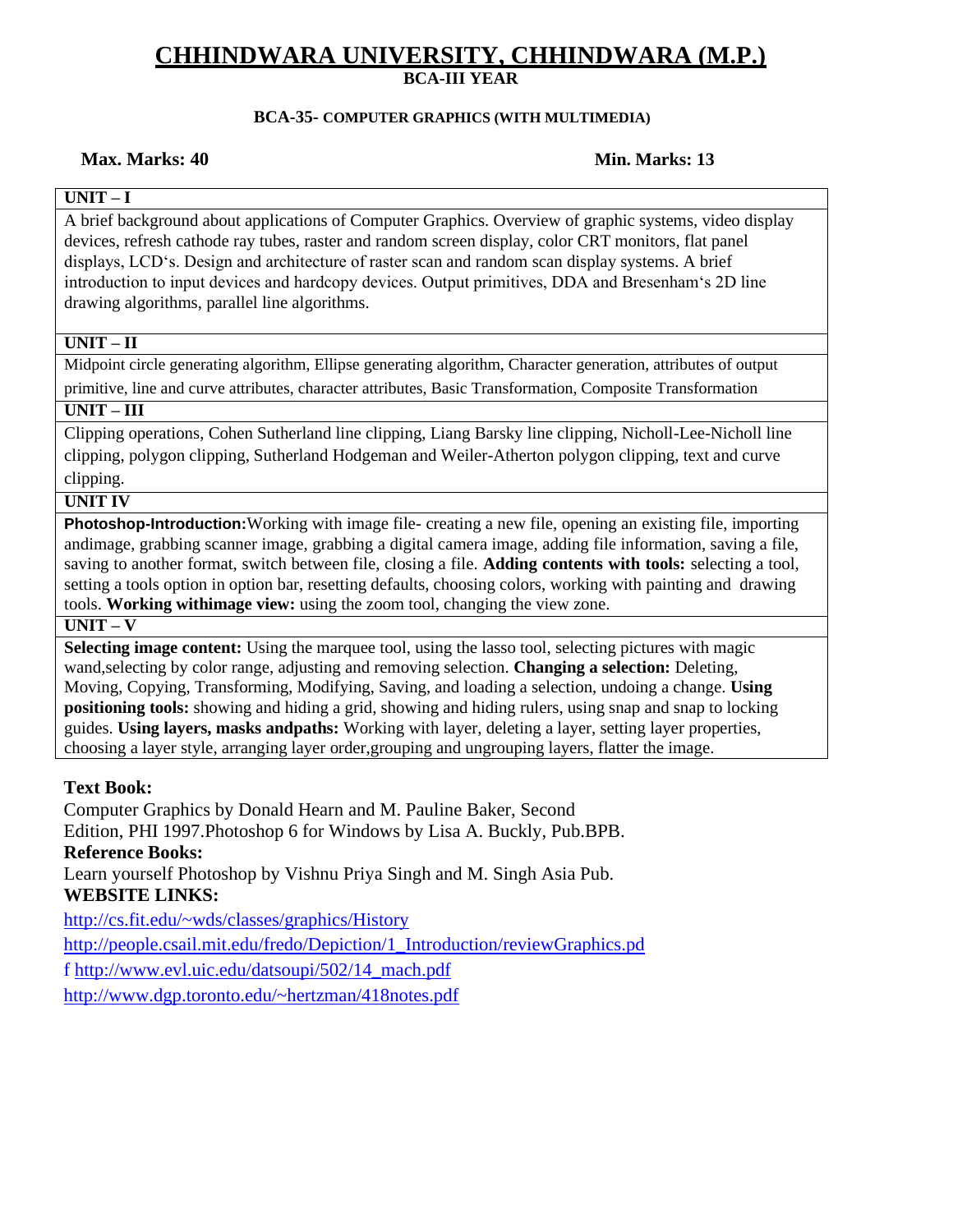# CHHINDWARA UNIVERSITY, CHHINDWARA (M.P.)

**BCA-III YEAR**

**BCA-35- COMPUTER GRAPHICS (WITH MULTIMEDIA)**

**Max. Marks: 40** **Min. Marks: 13**

| UNIT – I |
|---|
| A brief background about applications of Computer Graphics. Overview of graphic systems, video display devices, refresh cathode ray tubes, raster and random screen display, color CRT monitors, flat panel displays, LCD's. Design and architecture of raster scan and random scan display systems. A brief introduction to input devices and hardcopy devices. Output primitives, DDA and Bresenham's 2D line drawing algorithms, parallel line algorithms. |
| **UNIT – II** |
| Midpoint circle generating algorithm, Ellipse generating algorithm, Character generation, attributes of output primitive, line and curve attributes, character attributes, Basic Transformation, Composite Transformation |
| **UNIT – III** |
| Clipping operations, Cohen Sutherland line clipping, Liang Barsky line clipping, Nicholl-Lee-Nicholl line clipping, polygon clipping, Sutherland Hodgeman and Weiler-Atherton polygon clipping, text and curve clipping. |
| **UNIT IV** |
| **Photoshop-Introduction:**Working with image file- creating a new file, opening an existing file, importing andimage, grabbing scanner image, grabbing a digital camera image, adding file information, saving a file, saving to another format, switch between file, closing a file. **Adding contents with tools:** selecting a tool, setting a tools option in option bar, resetting defaults, choosing colors, working with painting and drawing tools. **Working withimage view:** using the zoom tool, changing the view zone. |
| **UNIT – V** |
| **Selecting image content:** Using the marquee tool, using the lasso tool, selecting pictures with magic wand,selecting by color range, adjusting and removing selection. **Changing a selection:** Deleting, Moving, Copying, Transforming, Modifying, Saving, and loading a selection, undoing a change. **Using positioning tools:** showing and hiding a grid, showing and hiding rulers, using snap and snap to locking guides. **Using layers, masks andpaths:** Working with layer, deleting a layer, setting layer properties, choosing a layer style, arranging layer order,grouping and ungrouping layers, flatter the image. |

**Text Book:**

Computer Graphics by Donald Hearn and M. Pauline Baker, Second Edition, PHI 1997.Photoshop 6 for Windows by Lisa A. Buckly, Pub.BPB.

**Reference Books:**

Learn yourself Photoshop by Vishnu Priya Singh and M. Singh Asia Pub.

**WEBSITE LINKS:**

http://cs.fit.edu/~wds/classes/graphics/History

http://people.csail.mit.edu/fredo/Depiction/1_Introduction/reviewGraphics.pd

f http://www.evl.uic.edu/datsoupi/502/14_mach.pdf

http://www.dgp.toronto.edu/~hertzman/418notes.pdf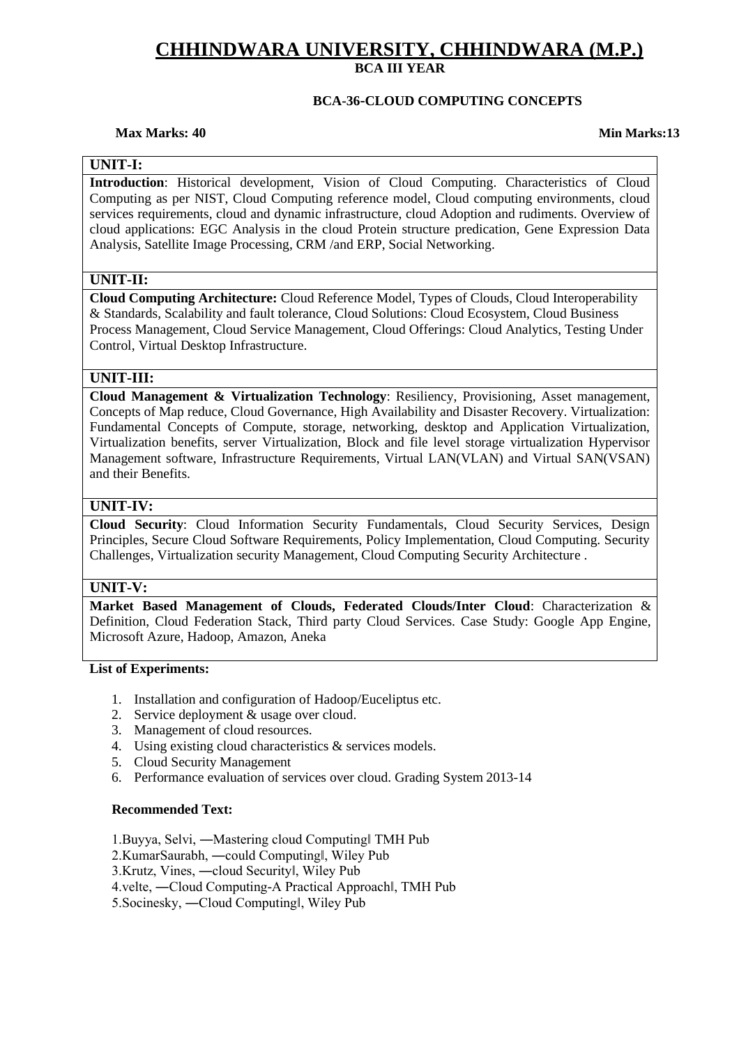# CHHINDWARA UNIVERSITY, CHHINDWARA (M.P.)

**BCA III YEAR**

**BCA-36-CLOUD COMPUTING CONCEPTS**

**Max Marks: 40** **Min Marks:13**

## UNIT-I:

**Introduction**: Historical development, Vision of Cloud Computing. Characteristics of Cloud Computing as per NIST, Cloud Computing reference model, Cloud computing environments, cloud services requirements, cloud and dynamic infrastructure, cloud Adoption and rudiments. Overview of cloud applications: EGC Analysis in the cloud Protein structure predication, Gene Expression Data Analysis, Satellite Image Processing, CRM /and ERP, Social Networking.

## UNIT-II:

**Cloud Computing Architecture:** Cloud Reference Model, Types of Clouds, Cloud Interoperability & Standards, Scalability and fault tolerance, Cloud Solutions: Cloud Ecosystem, Cloud Business Process Management, Cloud Service Management, Cloud Offerings: Cloud Analytics, Testing Under Control, Virtual Desktop Infrastructure.

## UNIT-III:

**Cloud Management & Virtualization Technology**: Resiliency, Provisioning, Asset management, Concepts of Map reduce, Cloud Governance, High Availability and Disaster Recovery. Virtualization: Fundamental Concepts of Compute, storage, networking, desktop and Application Virtualization, Virtualization benefits, server Virtualization, Block and file level storage virtualization Hypervisor Management software, Infrastructure Requirements, Virtual LAN(VLAN) and Virtual SAN(VSAN) and their Benefits.

## UNIT-IV:

**Cloud Security**: Cloud Information Security Fundamentals, Cloud Security Services, Design Principles, Secure Cloud Software Requirements, Policy Implementation, Cloud Computing. Security Challenges, Virtualization security Management, Cloud Computing Security Architecture .

## UNIT-V:

**Market Based Management of Clouds, Federated Clouds/Inter Cloud**: Characterization & Definition, Cloud Federation Stack, Third party Cloud Services. Case Study: Google App Engine, Microsoft Azure, Hadoop, Amazon, Aneka

**List of Experiments:**

1. Installation and configuration of Hadoop/Euceliptus etc.
2. Service deployment & usage over cloud.
3. Management of cloud resources.
4. Using existing cloud characteristics & services models.
5. Cloud Security Management
6. Performance evaluation of services over cloud. Grading System 2013-14

**Recommended Text:**

1.Buyya, Selvi, ―Mastering cloud Computing‖ TMH Pub

2.KumarSaurabh, ―could Computing‖, Wiley Pub

3.Krutz, Vines, ―cloud Security‖, Wiley Pub

4.velte, ―Cloud Computing-A Practical Approach‖, TMH Pub

5.Socinesky, ―Cloud Computing‖, Wiley Pub